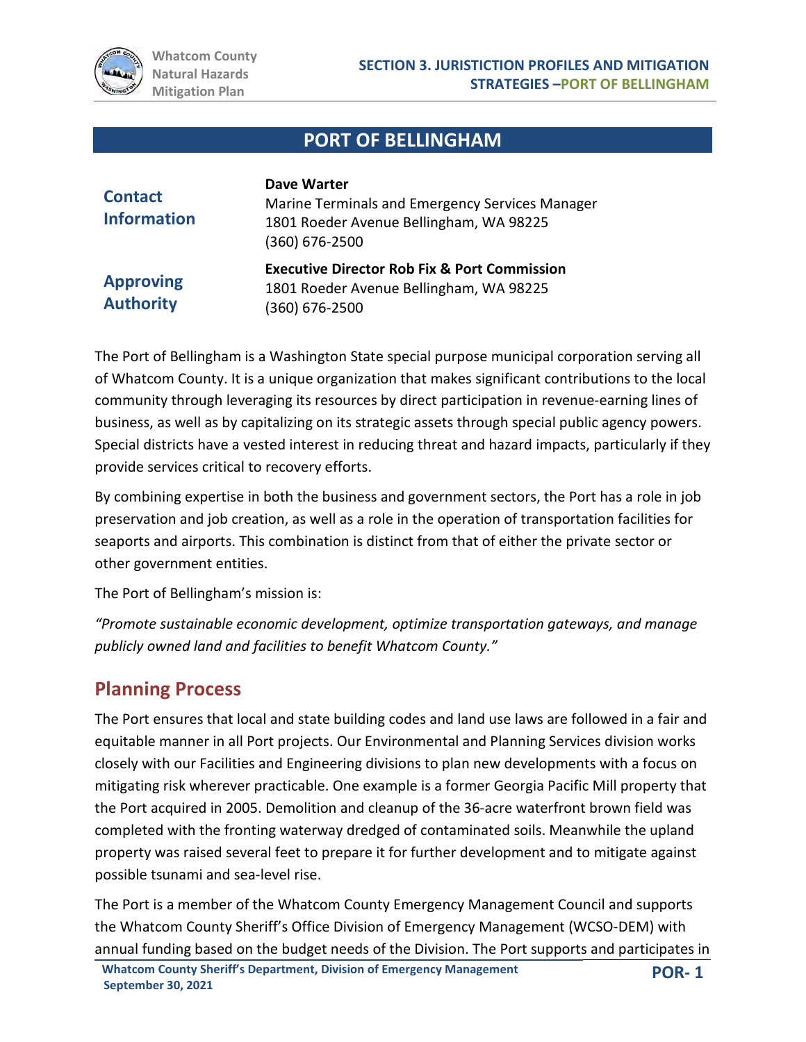# PORT OF BELLINGHAM

| | |
|---|---|
| **Contact Information** | **Dave Warter**<br>Marine Terminals and Emergency Services Manager<br>1801 Roeder Avenue Bellingham, WA 98225<br>(360) 676-2500 |
| **Approving Authority** | **Executive Director Rob Fix & Port Commission**<br>1801 Roeder Avenue Bellingham, WA 98225<br>(360) 676-2500 |

The Port of Bellingham is a Washington State special purpose municipal corporation serving all of Whatcom County. It is a unique organization that makes significant contributions to the local community through leveraging its resources by direct participation in revenue-earning lines of business, as well as by capitalizing on its strategic assets through special public agency powers. Special districts have a vested interest in reducing threat and hazard impacts, particularly if they provide services critical to recovery efforts.

By combining expertise in both the business and government sectors, the Port has a role in job preservation and job creation, as well as a role in the operation of transportation facilities for seaports and airports. This combination is distinct from that of either the private sector or other government entities.

The Port of Bellingham's mission is:

*"Promote sustainable economic development, optimize transportation gateways, and manage publicly owned land and facilities to benefit Whatcom County."*

## Planning Process

The Port ensures that local and state building codes and land use laws are followed in a fair and equitable manner in all Port projects. Our Environmental and Planning Services division works closely with our Facilities and Engineering divisions to plan new developments with a focus on mitigating risk wherever practicable. One example is a former Georgia Pacific Mill property that the Port acquired in 2005. Demolition and cleanup of the 36-acre waterfront brown field was completed with the fronting waterway dredged of contaminated soils. Meanwhile the upland property was raised several feet to prepare it for further development and to mitigate against possible tsunami and sea-level rise.

The Port is a member of the Whatcom County Emergency Management Council and supports the Whatcom County Sheriff's Office Division of Emergency Management (WCSO-DEM) with annual funding based on the budget needs of the Division. The Port supports and participates in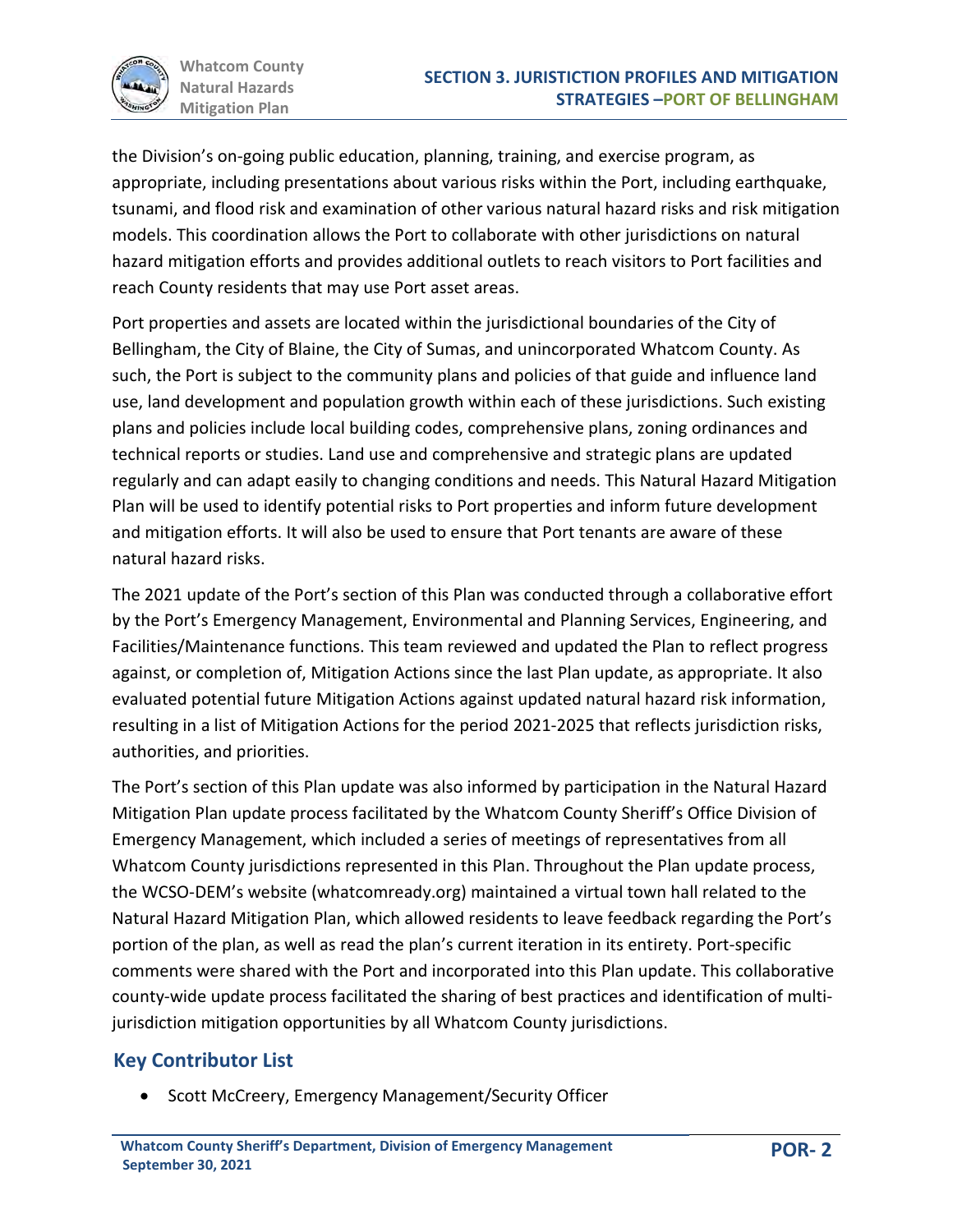the Division's on-going public education, planning, training, and exercise program, as appropriate, including presentations about various risks within the Port, including earthquake, tsunami, and flood risk and examination of other various natural hazard risks and risk mitigation models. This coordination allows the Port to collaborate with other jurisdictions on natural hazard mitigation efforts and provides additional outlets to reach visitors to Port facilities and reach County residents that may use Port asset areas.

Port properties and assets are located within the jurisdictional boundaries of the City of Bellingham, the City of Blaine, the City of Sumas, and unincorporated Whatcom County. As such, the Port is subject to the community plans and policies of that guide and influence land use, land development and population growth within each of these jurisdictions. Such existing plans and policies include local building codes, comprehensive plans, zoning ordinances and technical reports or studies. Land use and comprehensive and strategic plans are updated regularly and can adapt easily to changing conditions and needs. This Natural Hazard Mitigation Plan will be used to identify potential risks to Port properties and inform future development and mitigation efforts. It will also be used to ensure that Port tenants are aware of these natural hazard risks.

The 2021 update of the Port's section of this Plan was conducted through a collaborative effort by the Port's Emergency Management, Environmental and Planning Services, Engineering, and Facilities/Maintenance functions. This team reviewed and updated the Plan to reflect progress against, or completion of, Mitigation Actions since the last Plan update, as appropriate. It also evaluated potential future Mitigation Actions against updated natural hazard risk information, resulting in a list of Mitigation Actions for the period 2021-2025 that reflects jurisdiction risks, authorities, and priorities.

The Port's section of this Plan update was also informed by participation in the Natural Hazard Mitigation Plan update process facilitated by the Whatcom County Sheriff's Office Division of Emergency Management, which included a series of meetings of representatives from all Whatcom County jurisdictions represented in this Plan. Throughout the Plan update process, the WCSO-DEM's website (whatcomready.org) maintained a virtual town hall related to the Natural Hazard Mitigation Plan, which allowed residents to leave feedback regarding the Port's portion of the plan, as well as read the plan's current iteration in its entirety. Port-specific comments were shared with the Port and incorporated into this Plan update. This collaborative county-wide update process facilitated the sharing of best practices and identification of multi-jurisdiction mitigation opportunities by all Whatcom County jurisdictions.

## Key Contributor List

- Scott McCreery, Emergency Management/Security Officer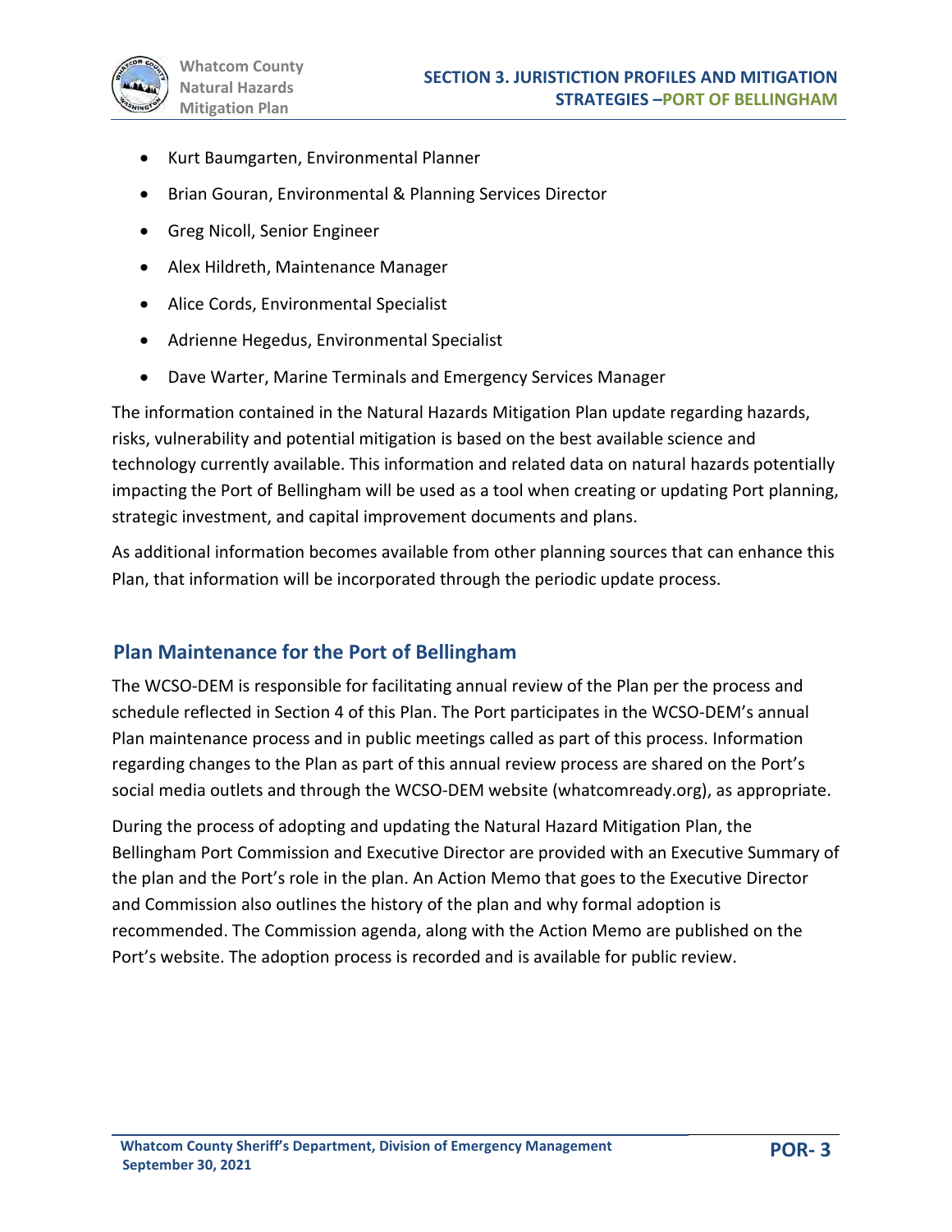- Kurt Baumgarten, Environmental Planner
- Brian Gouran, Environmental & Planning Services Director
- Greg Nicoll, Senior Engineer
- Alex Hildreth, Maintenance Manager
- Alice Cords, Environmental Specialist
- Adrienne Hegedus, Environmental Specialist
- Dave Warter, Marine Terminals and Emergency Services Manager

The information contained in the Natural Hazards Mitigation Plan update regarding hazards, risks, vulnerability and potential mitigation is based on the best available science and technology currently available. This information and related data on natural hazards potentially impacting the Port of Bellingham will be used as a tool when creating or updating Port planning, strategic investment, and capital improvement documents and plans.

As additional information becomes available from other planning sources that can enhance this Plan, that information will be incorporated through the periodic update process.

## Plan Maintenance for the Port of Bellingham

The WCSO-DEM is responsible for facilitating annual review of the Plan per the process and schedule reflected in Section 4 of this Plan. The Port participates in the WCSO-DEM's annual Plan maintenance process and in public meetings called as part of this process. Information regarding changes to the Plan as part of this annual review process are shared on the Port's social media outlets and through the WCSO-DEM website (whatcomready.org), as appropriate.

During the process of adopting and updating the Natural Hazard Mitigation Plan, the Bellingham Port Commission and Executive Director are provided with an Executive Summary of the plan and the Port's role in the plan. An Action Memo that goes to the Executive Director and Commission also outlines the history of the plan and why formal adoption is recommended. The Commission agenda, along with the Action Memo are published on the Port's website. The adoption process is recorded and is available for public review.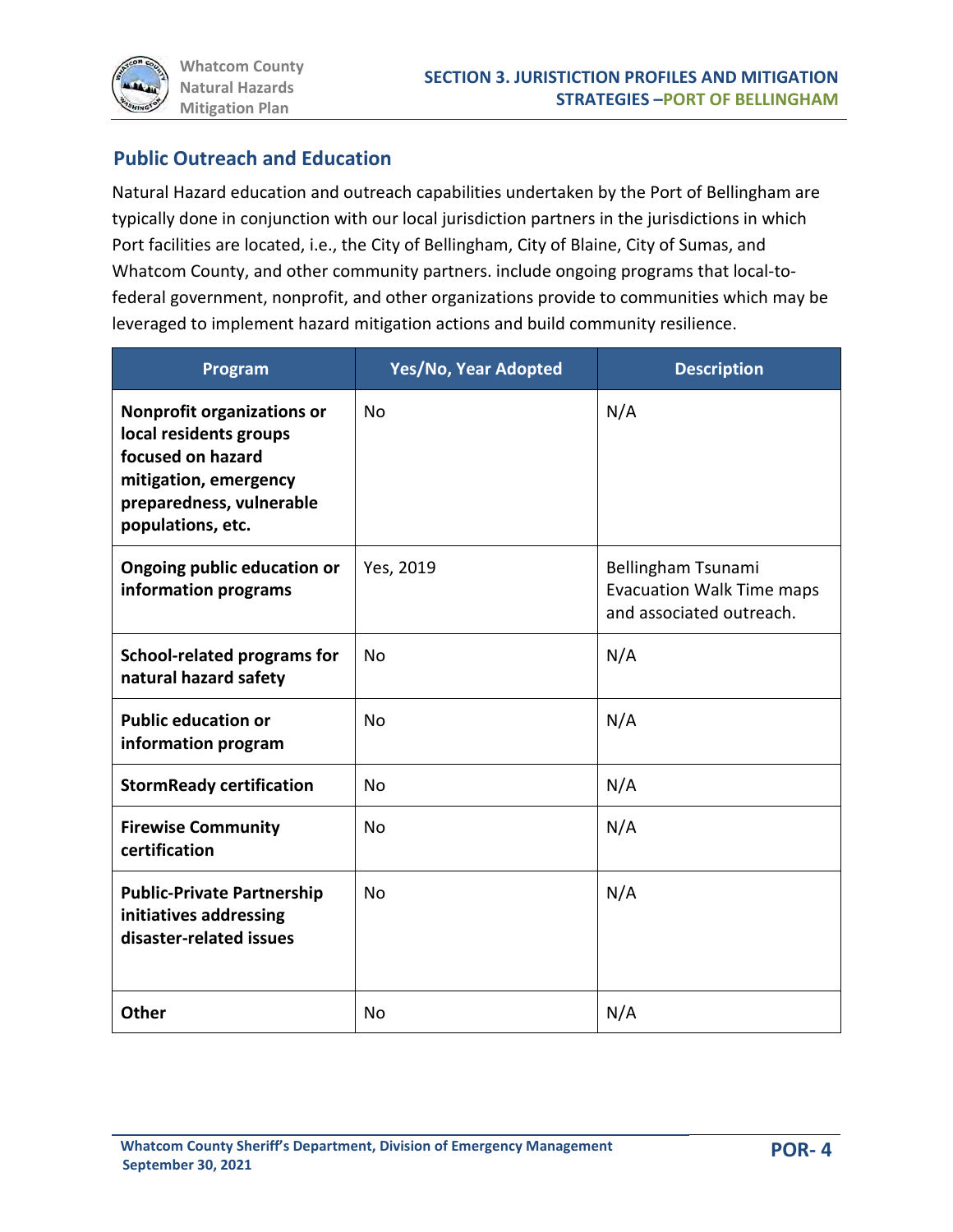## Public Outreach and Education

Natural Hazard education and outreach capabilities undertaken by the Port of Bellingham are typically done in conjunction with our local jurisdiction partners in the jurisdictions in which Port facilities are located, i.e., the City of Bellingham, City of Blaine, City of Sumas, and Whatcom County, and other community partners. include ongoing programs that local-to-federal government, nonprofit, and other organizations provide to communities which may be leveraged to implement hazard mitigation actions and build community resilience.

| Program | Yes/No, Year Adopted | Description |
|---|---|---|
| **Nonprofit organizations or local residents groups focused on hazard mitigation, emergency preparedness, vulnerable populations, etc.** | No | N/A |
| **Ongoing public education or information programs** | Yes, 2019 | Bellingham Tsunami Evacuation Walk Time maps and associated outreach. |
| **School-related programs for natural hazard safety** | No | N/A |
| **Public education or information program** | No | N/A |
| **StormReady certification** | No | N/A |
| **Firewise Community certification** | No | N/A |
| **Public-Private Partnership initiatives addressing disaster-related issues** | No | N/A |
| **Other** | No | N/A |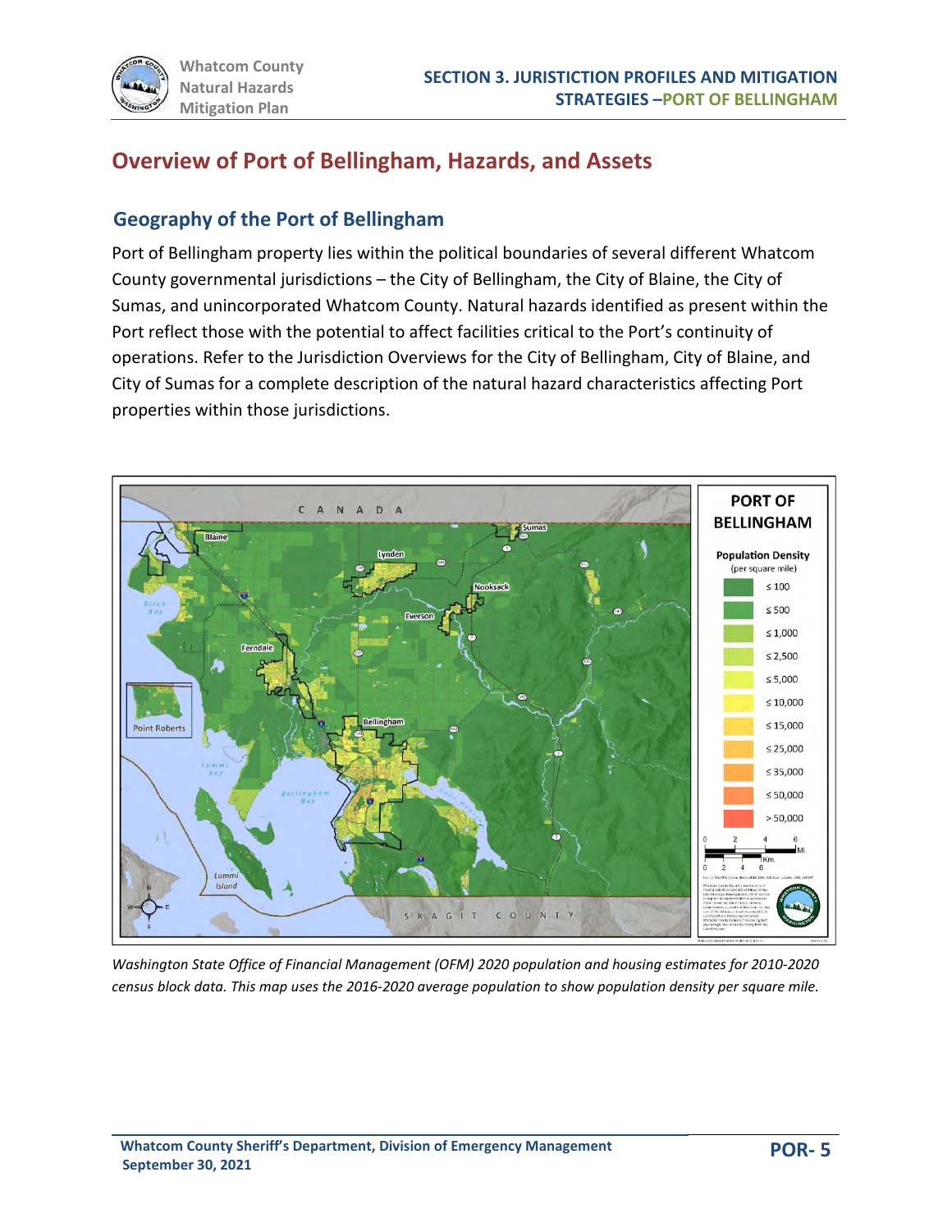# Overview of Port of Bellingham, Hazards, and Assets

## Geography of the Port of Bellingham

Port of Bellingham property lies within the political boundaries of several different Whatcom County governmental jurisdictions – the City of Bellingham, the City of Blaine, the City of Sumas, and unincorporated Whatcom County. Natural hazards identified as present within the Port reflect those with the potential to affect facilities critical to the Port's continuity of operations. Refer to the Jurisdiction Overviews for the City of Bellingham, City of Blaine, and City of Sumas for a complete description of the natural hazard characteristics affecting Port properties within those jurisdictions.

*Washington State Office of Financial Management (OFM) 2020 population and housing estimates for 2010-2020 census block data. This map uses the 2016-2020 average population to show population density per square mile.*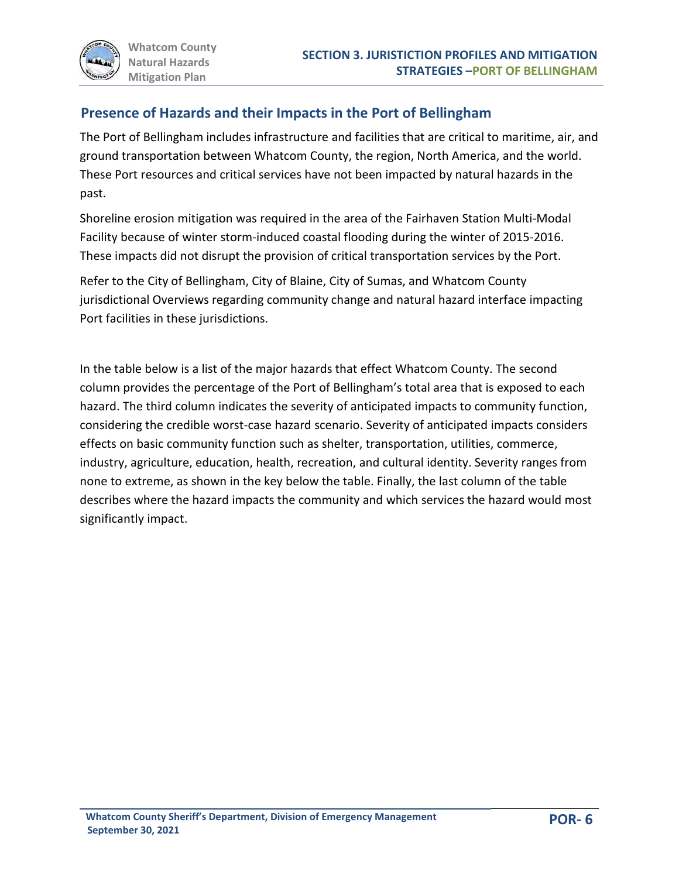## Presence of Hazards and their Impacts in the Port of Bellingham

The Port of Bellingham includes infrastructure and facilities that are critical to maritime, air, and ground transportation between Whatcom County, the region, North America, and the world. These Port resources and critical services have not been impacted by natural hazards in the past.

Shoreline erosion mitigation was required in the area of the Fairhaven Station Multi-Modal Facility because of winter storm-induced coastal flooding during the winter of 2015-2016. These impacts did not disrupt the provision of critical transportation services by the Port.

Refer to the City of Bellingham, City of Blaine, City of Sumas, and Whatcom County jurisdictional Overviews regarding community change and natural hazard interface impacting Port facilities in these jurisdictions.

In the table below is a list of the major hazards that effect Whatcom County. The second column provides the percentage of the Port of Bellingham's total area that is exposed to each hazard. The third column indicates the severity of anticipated impacts to community function, considering the credible worst-case hazard scenario. Severity of anticipated impacts considers effects on basic community function such as shelter, transportation, utilities, commerce, industry, agriculture, education, health, recreation, and cultural identity. Severity ranges from none to extreme, as shown in the key below the table. Finally, the last column of the table describes where the hazard impacts the community and which services the hazard would most significantly impact.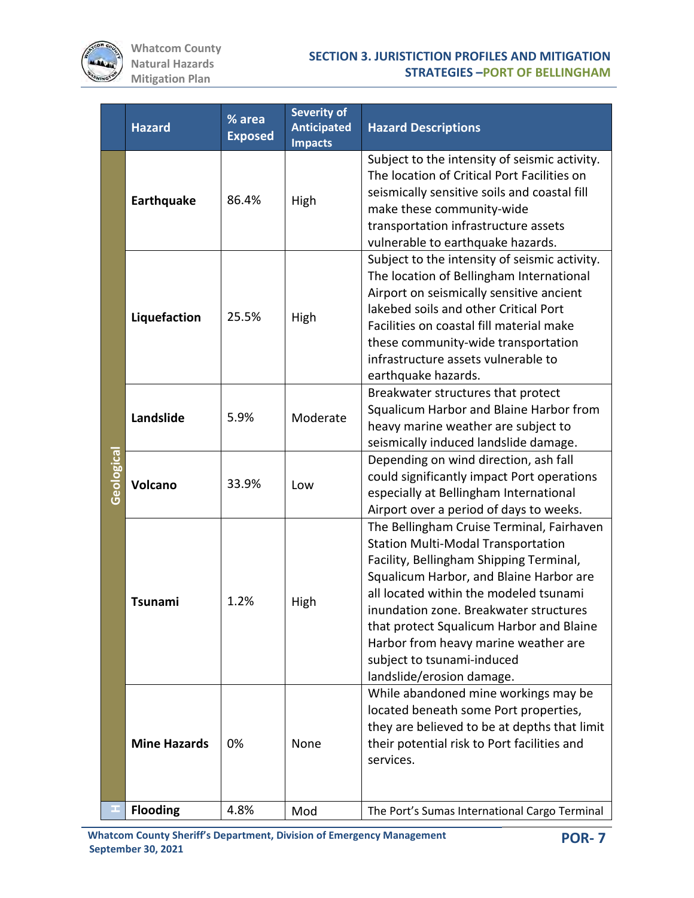| | Hazard | % area Exposed | Severity of Anticipated Impacts | Hazard Descriptions |
|---|---|---|---|---|
| Geological | Earthquake | 86.4% | High | Subject to the intensity of seismic activity. The location of Critical Port Facilities on seismically sensitive soils and coastal fill make these community-wide transportation infrastructure assets vulnerable to earthquake hazards. |
| | Liquefaction | 25.5% | High | Subject to the intensity of seismic activity. The location of Bellingham International Airport on seismically sensitive ancient lakebed soils and other Critical Port Facilities on coastal fill material make these community-wide transportation infrastructure assets vulnerable to earthquake hazards. |
| | Landslide | 5.9% | Moderate | Breakwater structures that protect Squalicum Harbor and Blaine Harbor from heavy marine weather are subject to seismically induced landslide damage. |
| | Volcano | 33.9% | Low | Depending on wind direction, ash fall could significantly impact Port operations especially at Bellingham International Airport over a period of days to weeks. |
| | Tsunami | 1.2% | High | The Bellingham Cruise Terminal, Fairhaven Station Multi-Modal Transportation Facility, Bellingham Shipping Terminal, Squalicum Harbor, and Blaine Harbor are all located within the modeled tsunami inundation zone. Breakwater structures that protect Squalicum Harbor and Blaine Harbor from heavy marine weather are subject to tsunami-induced landslide/erosion damage. |
| | Mine Hazards | 0% | None | While abandoned mine workings may be located beneath some Port properties, they are believed to be at depths that limit their potential risk to Port facilities and services. |
| H | Flooding | 4.8% | Mod | The Port's Sumas International Cargo Terminal |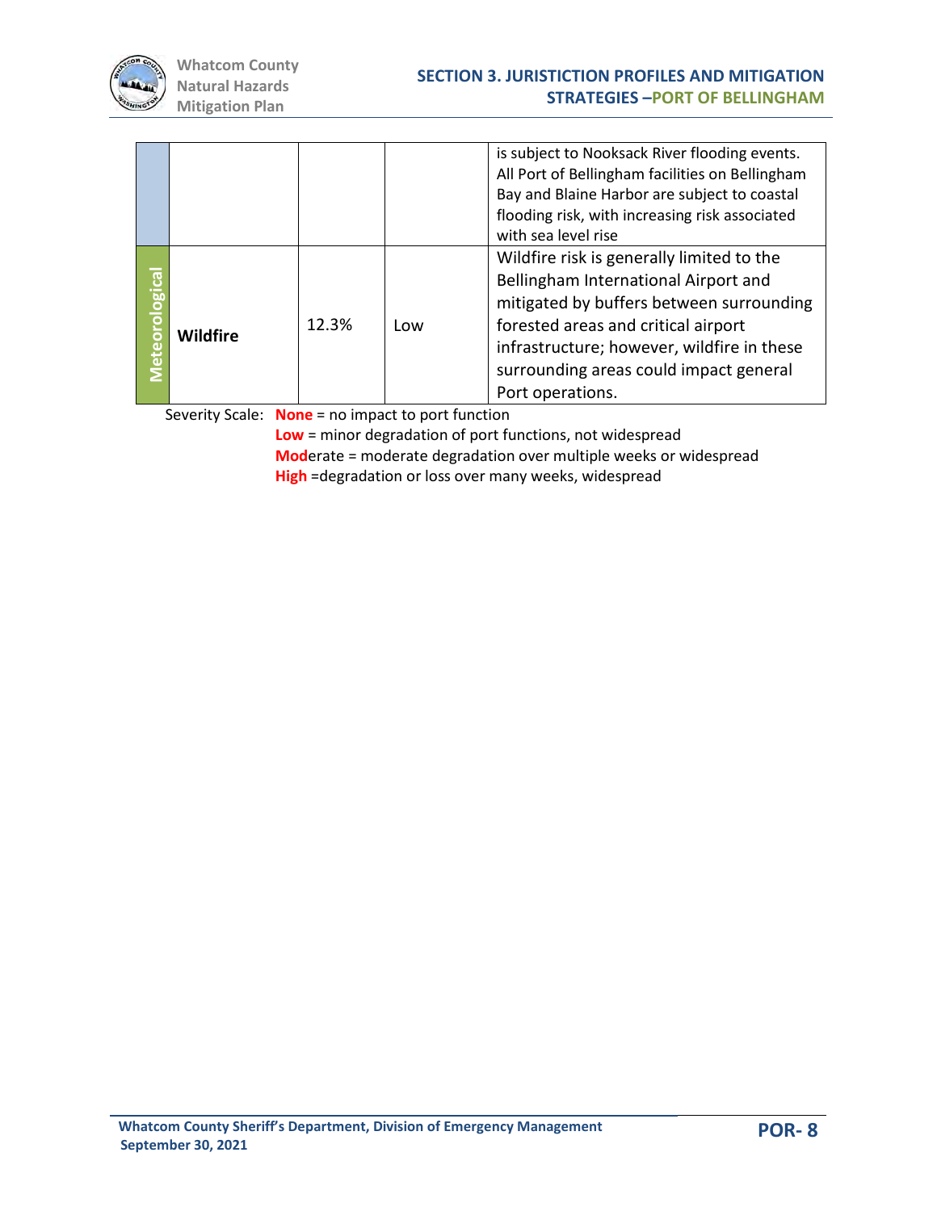|  |  |  |  |  |
|---|---|---|---|---|
|  |  |  |  | is subject to Nooksack River flooding events. All Port of Bellingham facilities on Bellingham Bay and Blaine Harbor are subject to coastal flooding risk, with increasing risk associated with sea level rise |
| Meteorological | **Wildfire** | 12.3% | Low | Wildfire risk is generally limited to the Bellingham International Airport and mitigated by buffers between surrounding forested areas and critical airport infrastructure; however, wildfire in these surrounding areas could impact general Port operations. |

Severity Scale: **None** = no impact to port function
**Low** = minor degradation of port functions, not widespread
**Mod**erate = moderate degradation over multiple weeks or widespread
**High** =degradation or loss over many weeks, widespread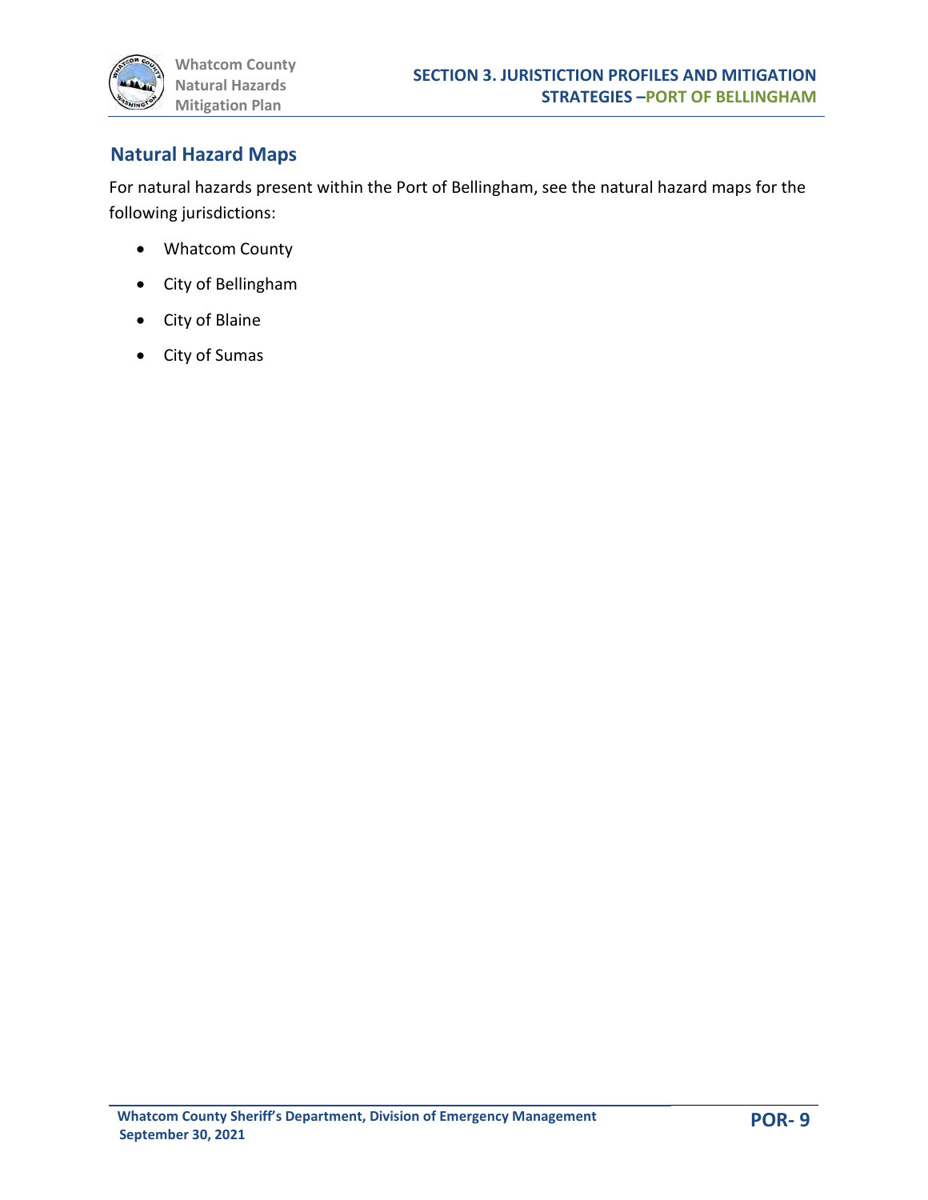## Natural Hazard Maps

For natural hazards present within the Port of Bellingham, see the natural hazard maps for the following jurisdictions:

- Whatcom County
- City of Bellingham
- City of Blaine
- City of Sumas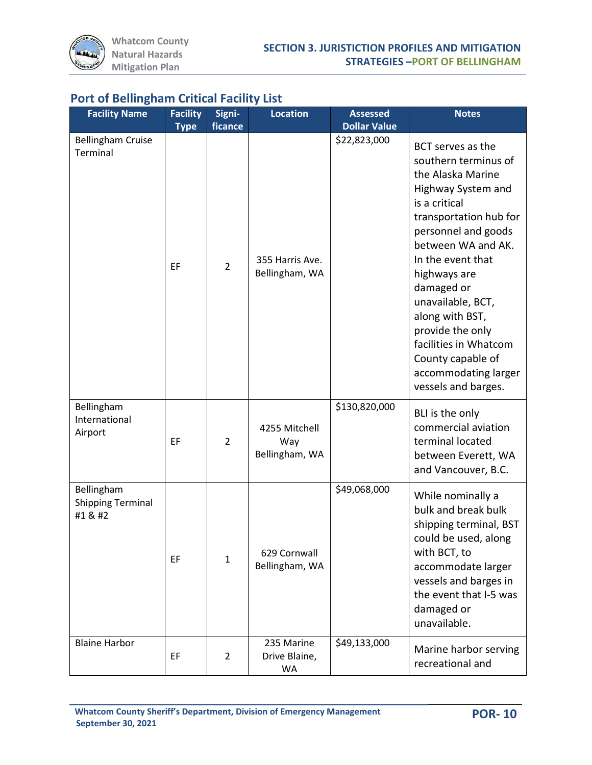## Port of Bellingham Critical Facility List

| Facility Name | Facility Type | Signi-ficance | Location | Assessed Dollar Value | Notes |
|---|---|---|---|---|---|
| Bellingham Cruise Terminal | EF | 2 | 355 Harris Ave. Bellingham, WA | $22,823,000 | BCT serves as the southern terminus of the Alaska Marine Highway System and is a critical transportation hub for personnel and goods between WA and AK. In the event that highways are damaged or unavailable, BCT, along with BST, provide the only facilities in Whatcom County capable of accommodating larger vessels and barges. |
| Bellingham International Airport | EF | 2 | 4255 Mitchell Way Bellingham, WA | $130,820,000 | BLI is the only commercial aviation terminal located between Everett, WA and Vancouver, B.C. |
| Bellingham Shipping Terminal #1 & #2 | EF | 1 | 629 Cornwall Bellingham, WA | $49,068,000 | While nominally a bulk and break bulk shipping terminal, BST could be used, along with BCT, to accommodate larger vessels and barges in the event that I-5 was damaged or unavailable. |
| Blaine Harbor | EF | 2 | 235 Marine Drive Blaine, WA | $49,133,000 | Marine harbor serving recreational and |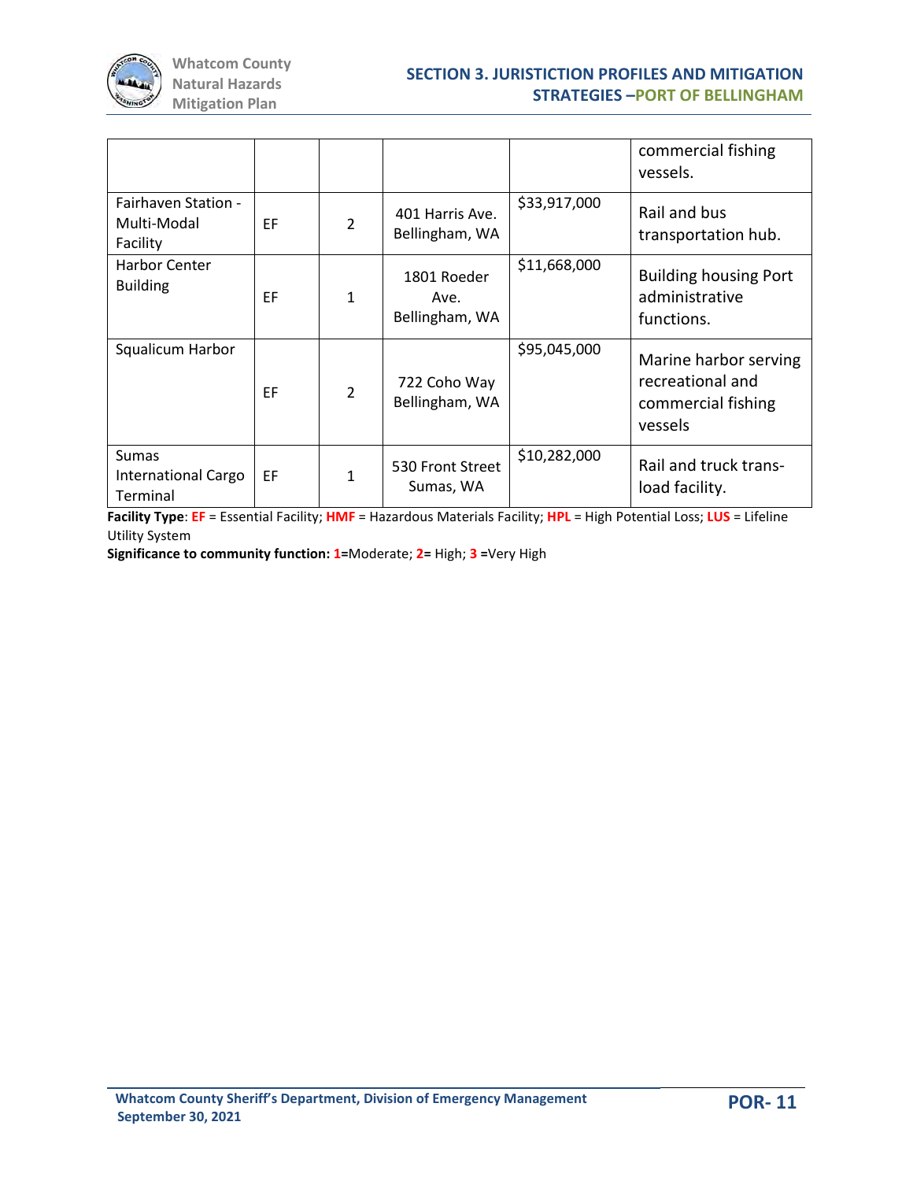| | | | | | |
|---|---|---|---|---|---|
| | | | | | commercial fishing vessels. |
| Fairhaven Station - Multi-Modal Facility | EF | 2 | 401 Harris Ave. Bellingham, WA | $33,917,000 | Rail and bus transportation hub. |
| Harbor Center Building | EF | 1 | 1801 Roeder Ave. Bellingham, WA | $11,668,000 | Building housing Port administrative functions. |
| Squalicum Harbor | EF | 2 | 722 Coho Way Bellingham, WA | $95,045,000 | Marine harbor serving recreational and commercial fishing vessels |
| Sumas International Cargo Terminal | EF | 1 | 530 Front Street Sumas, WA | $10,282,000 | Rail and truck trans-load facility. |

**Facility Type**: **EF** = Essential Facility; **HMF** = Hazardous Materials Facility; **HPL** = High Potential Loss; **LUS** = Lifeline Utility System

**Significance to community function: 1**=Moderate; **2**= High; **3** =Very High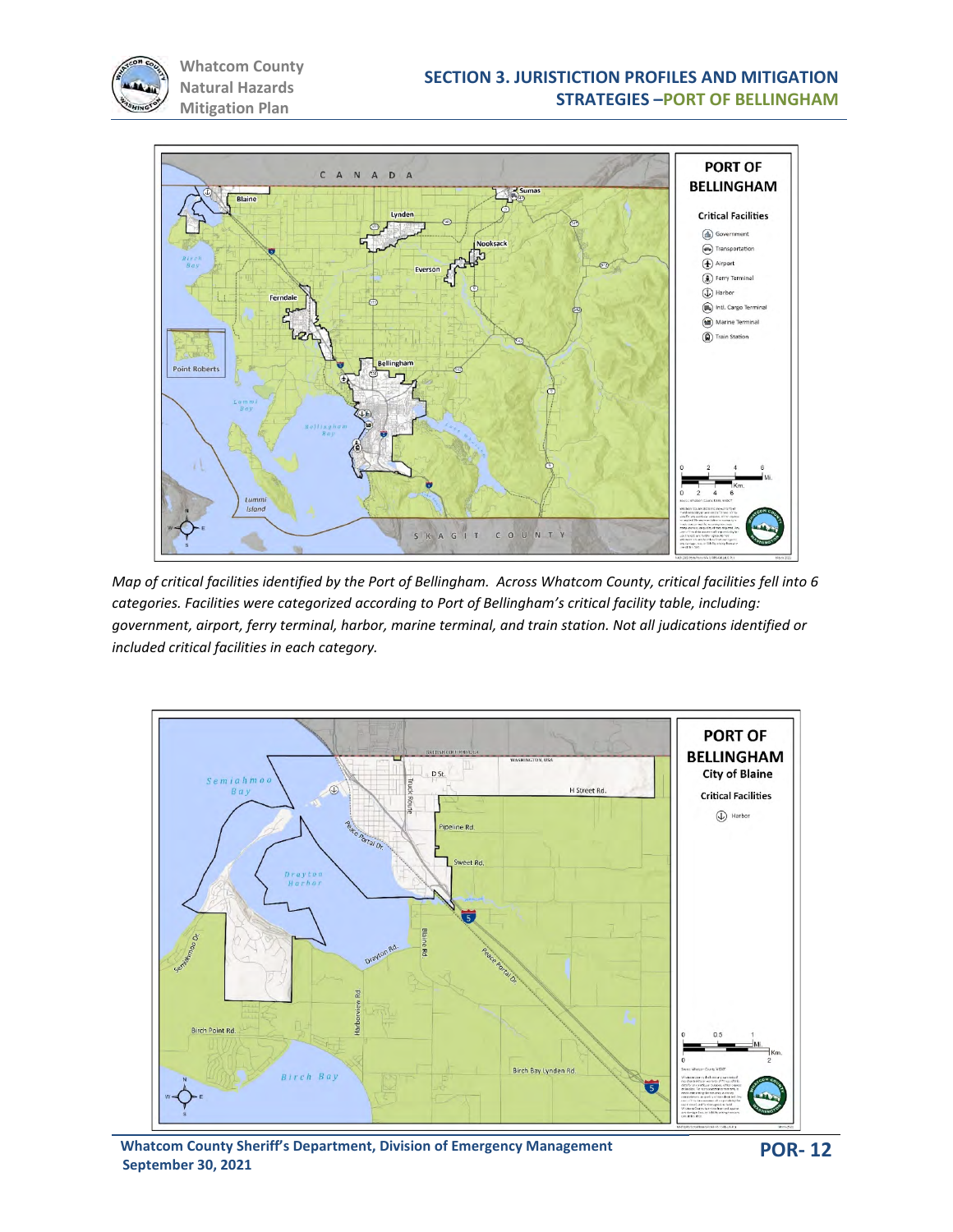Map of critical facilities identified by the Port of Bellingham. Across Whatcom County, critical facilities fell into 6 categories. Facilities were categorized according to Port of Bellingham's critical facility table, including: government, airport, ferry terminal, harbor, marine terminal, and train station. Not all judications identified or included critical facilities in each category.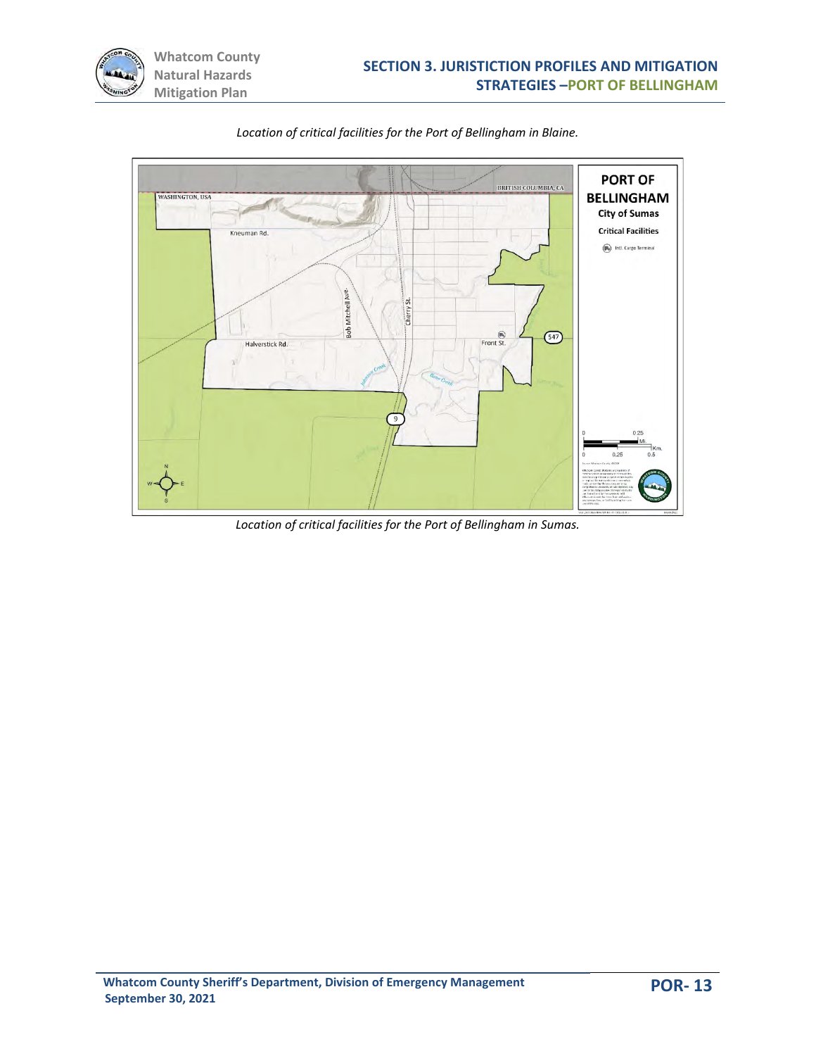*Location of critical facilities for the Port of Bellingham in Blaine.*

*Location of critical facilities for the Port of Bellingham in Sumas.*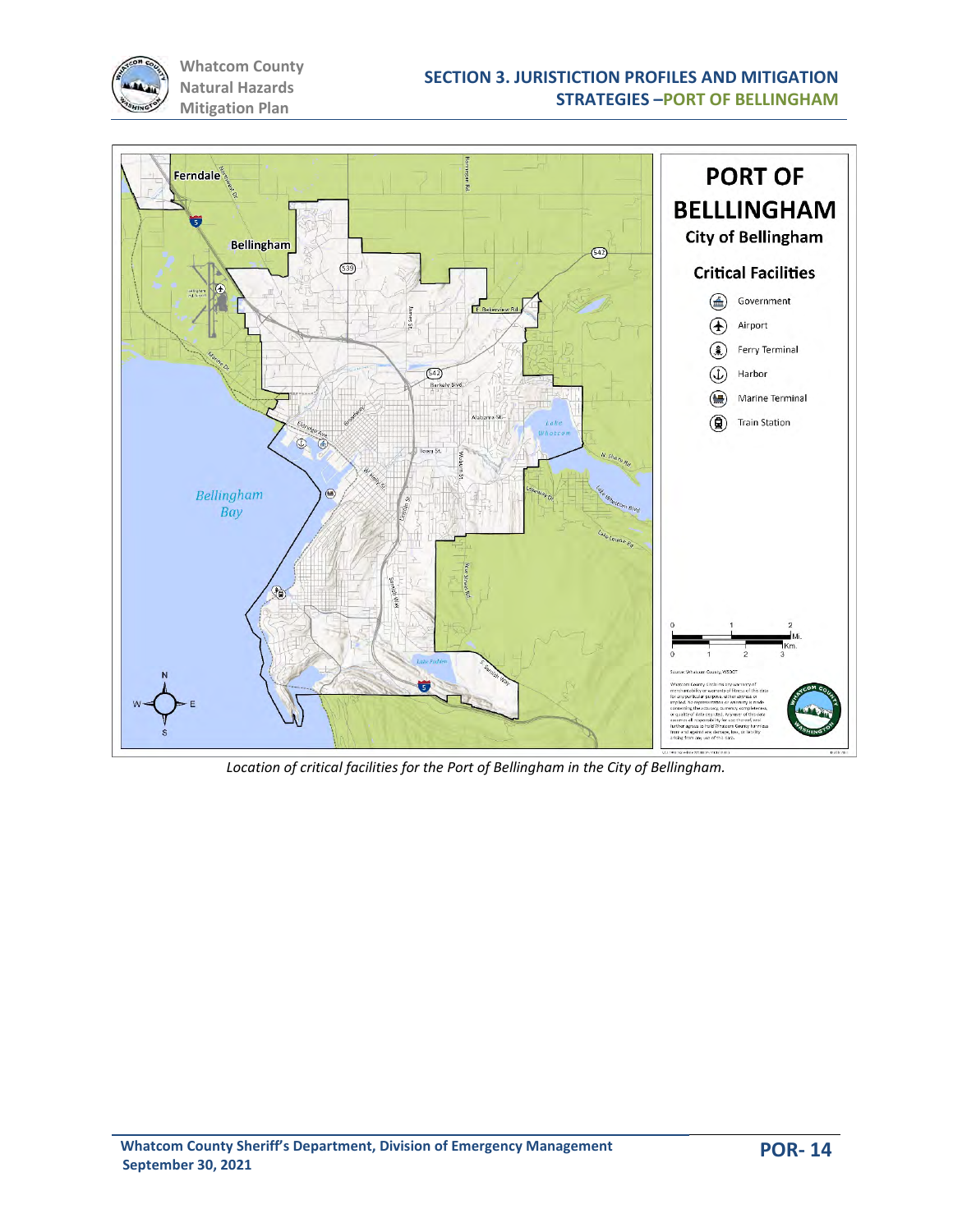PORT OF BELLLINGHAM

City of Bellingham

Critical Facilities

- Government
- Airport
- Ferry Terminal
- Harbor
- Marine Terminal
- Train Station

*Location of critical facilities for the Port of Bellingham in the City of Bellingham.*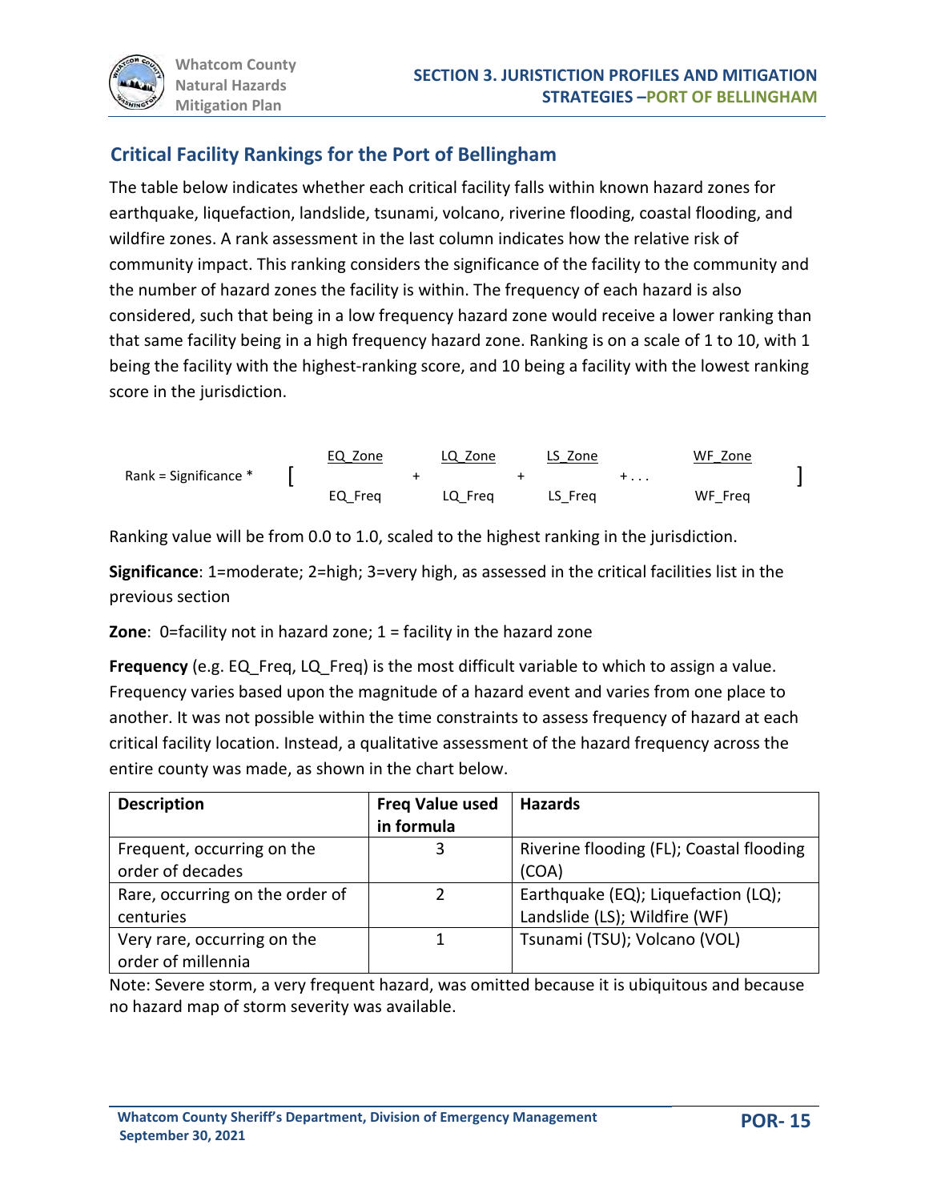## Critical Facility Rankings for the Port of Bellingham

The table below indicates whether each critical facility falls within known hazard zones for earthquake, liquefaction, landslide, tsunami, volcano, riverine flooding, coastal flooding, and wildfire zones. A rank assessment in the last column indicates how the relative risk of community impact. This ranking considers the significance of the facility to the community and the number of hazard zones the facility is within. The frequency of each hazard is also considered, such that being in a low frequency hazard zone would receive a lower ranking than that same facility being in a high frequency hazard zone. Ranking is on a scale of 1 to 10, with 1 being the facility with the highest-ranking score, and 10 being a facility with the lowest ranking score in the jurisdiction.

$$\text{Rank} = \text{Significance} * \left[ \frac{\text{EQ\_Zone}}{\text{EQ\_Freq}} + \frac{\text{LQ\_Zone}}{\text{LQ\_Freq}} + \frac{\text{LS\_Zone}}{\text{LS\_Freq}} + \ldots \frac{\text{WF\_Zone}}{\text{WF\_Freq}} \right]$$

Ranking value will be from 0.0 to 1.0, scaled to the highest ranking in the jurisdiction.

**Significance**: 1=moderate; 2=high; 3=very high, as assessed in the critical facilities list in the previous section

**Zone**: 0=facility not in hazard zone; 1 = facility in the hazard zone

**Frequency** (e.g. EQ_Freq, LQ_Freq) is the most difficult variable to which to assign a value. Frequency varies based upon the magnitude of a hazard event and varies from one place to another. It was not possible within the time constraints to assess frequency of hazard at each critical facility location. Instead, a qualitative assessment of the hazard frequency across the entire county was made, as shown in the chart below.

| Description | Freq Value used in formula | Hazards |
|---|---|---|
| Frequent, occurring on the order of decades | 3 | Riverine flooding (FL); Coastal flooding (COA) |
| Rare, occurring on the order of centuries | 2 | Earthquake (EQ); Liquefaction (LQ); Landslide (LS); Wildfire (WF) |
| Very rare, occurring on the order of millennia | 1 | Tsunami (TSU); Volcano (VOL) |

Note: Severe storm, a very frequent hazard, was omitted because it is ubiquitous and because no hazard map of storm severity was available.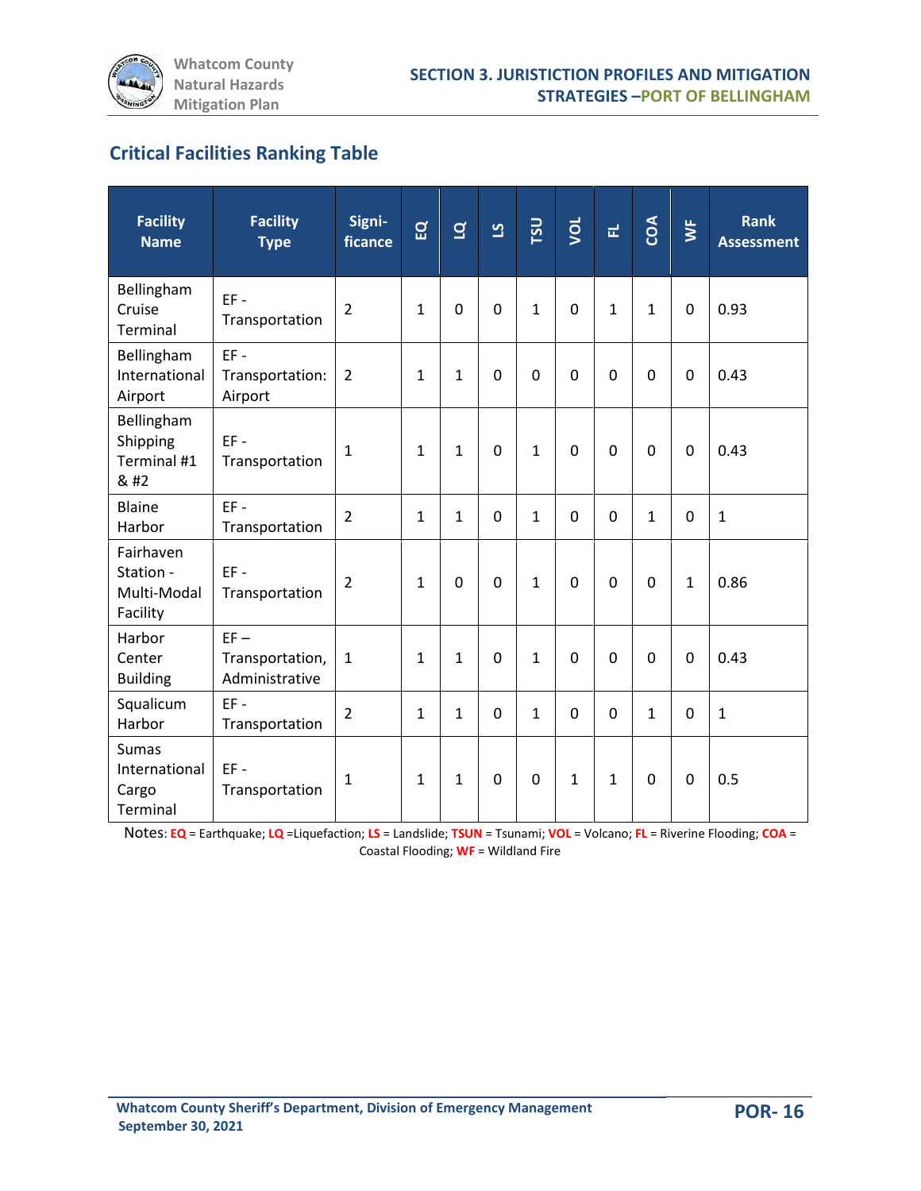## Critical Facilities Ranking Table

| Facility Name | Facility Type | Signi-ficance | EQ | LQ | LS | TSU | VOL | FL | COA | WF | Rank Assessment |
|---|---|---|---|---|---|---|---|---|---|---|---|
| Bellingham Cruise Terminal | EF - Transportation | 2 | 1 | 0 | 0 | 1 | 0 | 1 | 1 | 0 | 0.93 |
| Bellingham International Airport | EF - Transportation: Airport | 2 | 1 | 1 | 0 | 0 | 0 | 0 | 0 | 0 | 0.43 |
| Bellingham Shipping Terminal #1 & #2 | EF - Transportation | 1 | 1 | 1 | 0 | 1 | 0 | 0 | 0 | 0 | 0.43 |
| Blaine Harbor | EF - Transportation | 2 | 1 | 1 | 0 | 1 | 0 | 0 | 1 | 0 | 1 |
| Fairhaven Station - Multi-Modal Facility | EF - Transportation | 2 | 1 | 0 | 0 | 1 | 0 | 0 | 0 | 1 | 0.86 |
| Harbor Center Building | EF – Transportation, Administrative | 1 | 1 | 1 | 0 | 1 | 0 | 0 | 0 | 0 | 0.43 |
| Squalicum Harbor | EF - Transportation | 2 | 1 | 1 | 0 | 1 | 0 | 0 | 1 | 0 | 1 |
| Sumas International Cargo Terminal | EF - Transportation | 1 | 1 | 1 | 0 | 0 | 1 | 1 | 0 | 0 | 0.5 |

Notes: **EQ** = Earthquake; **LQ** =Liquefaction; **LS** = Landslide; **TSUN** = Tsunami; **VOL** = Volcano; **FL** = Riverine Flooding; **COA** = Coastal Flooding; **WF** = Wildland Fire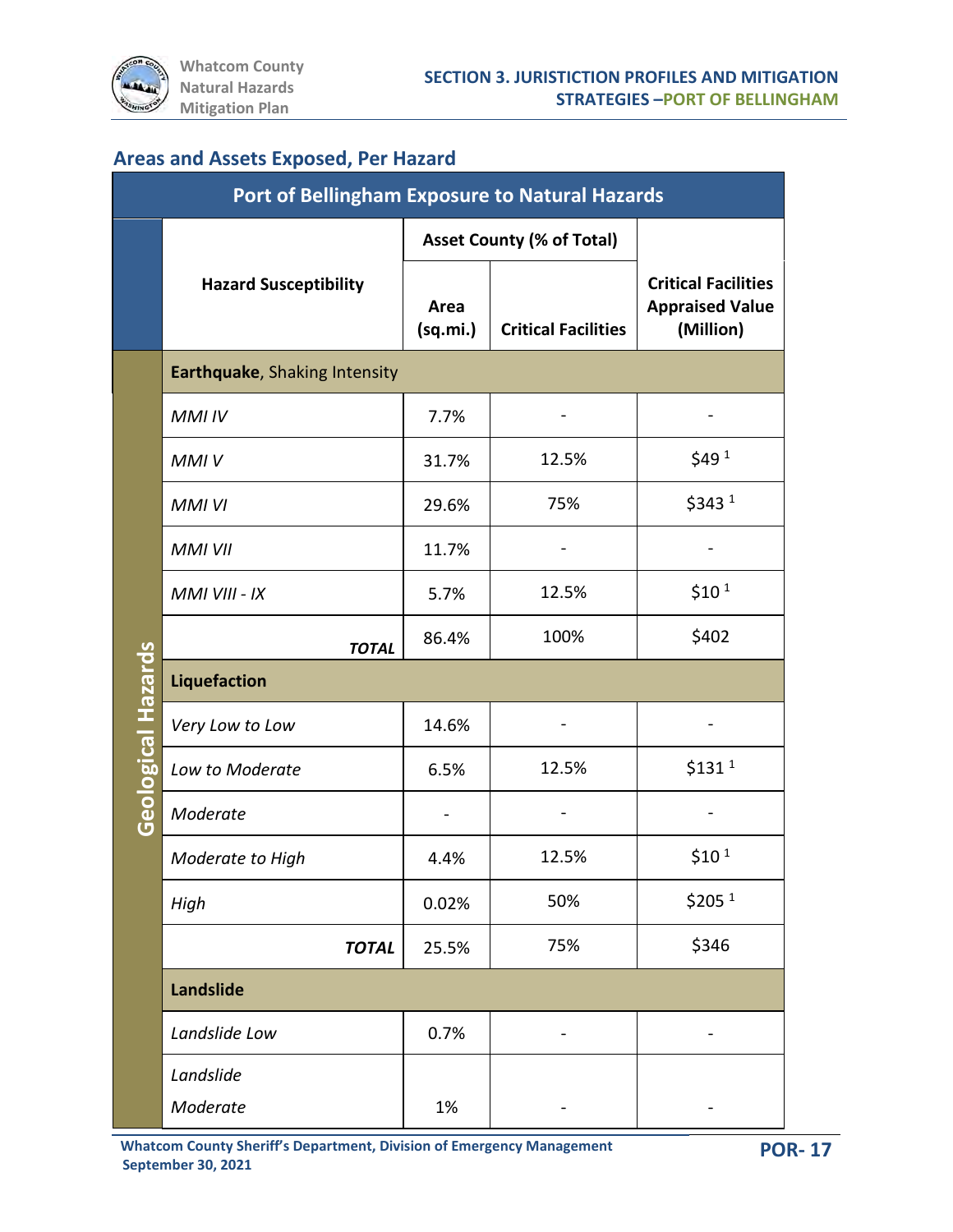## Areas and Assets Exposed, Per Hazard

| Port of Bellingham Exposure to Natural Hazards | | | | |
|---|---|---|---|---|
| | Hazard Susceptibility | Asset County (% of Total) | | Critical Facilities Appraised Value (Million) |
| | | Area (sq.mi.) | Critical Facilities | |
| Geological Hazards | **Earthquake**, Shaking Intensity | | | |
| | *MMI IV* | 7.7% | - | - |
| | *MMI V* | 31.7% | 12.5% | $49 [1] |
| | *MMI VI* | 29.6% | 75% | $343 [1] |
| | *MMI VII* | 11.7% | - | - |
| | *MMI VIII - IX* | 5.7% | 12.5% | $10 [1] |
| | ***TOTAL*** | 86.4% | 100% | $402 |
| | **Liquefaction** | | | |
| | *Very Low to Low* | 14.6% | - | - |
| | *Low to Moderate* | 6.5% | 12.5% | $131 [1] |
| | *Moderate* | - | - | - |
| | *Moderate to High* | 4.4% | 12.5% | $10 [1] |
| | *High* | 0.02% | 50% | $205 [1] |
| | ***TOTAL*** | 25.5% | 75% | $346 |
| | **Landslide** | | | |
| | *Landslide Low* | 0.7% | - | - |
| | *Landslide Moderate* | 1% | - | - |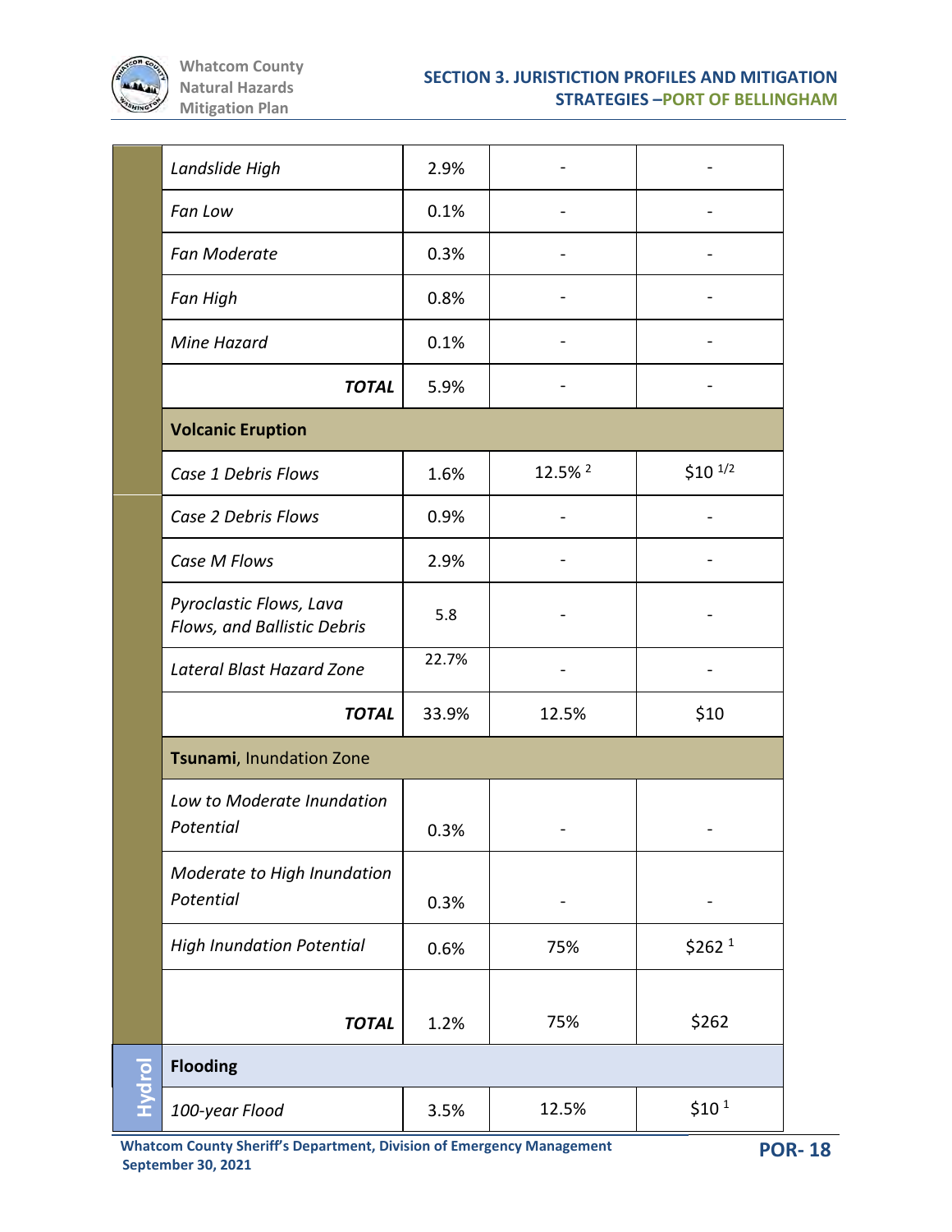| | | | | |
|---|---|---|---|---|
| | *Landslide High* | 2.9% | - | - |
| | *Fan Low* | 0.1% | - | - |
| | *Fan Moderate* | 0.3% | - | - |
| | *Fan High* | 0.8% | - | - |
| | *Mine Hazard* | 0.1% | - | - |
| | ***TOTAL*** | 5.9% | - | - |
| | **Volcanic Eruption** | | | |
| | *Case 1 Debris Flows* | 1.6% | 12.5% [2] | $10 [1/2] |
| | *Case 2 Debris Flows* | 0.9% | - | - |
| | *Case M Flows* | 2.9% | - | - |
| | *Pyroclastic Flows, Lava Flows, and Ballistic Debris* | 5.8 | - | - |
| | *Lateral Blast Hazard Zone* | 22.7% | - | - |
| | ***TOTAL*** | 33.9% | 12.5% | $10 |
| | **Tsunami**, Inundation Zone | | | |
| | *Low to Moderate Inundation Potential* | 0.3% | - | - |
| | *Moderate to High Inundation Potential* | 0.3% | - | - |
| | *High Inundation Potential* | 0.6% | 75% | $262 [1] |
| | ***TOTAL*** | 1.2% | 75% | $262 |
| Hydrol | **Flooding** | | | |
| | *100-year Flood* | 3.5% | 12.5% | $10 [1] |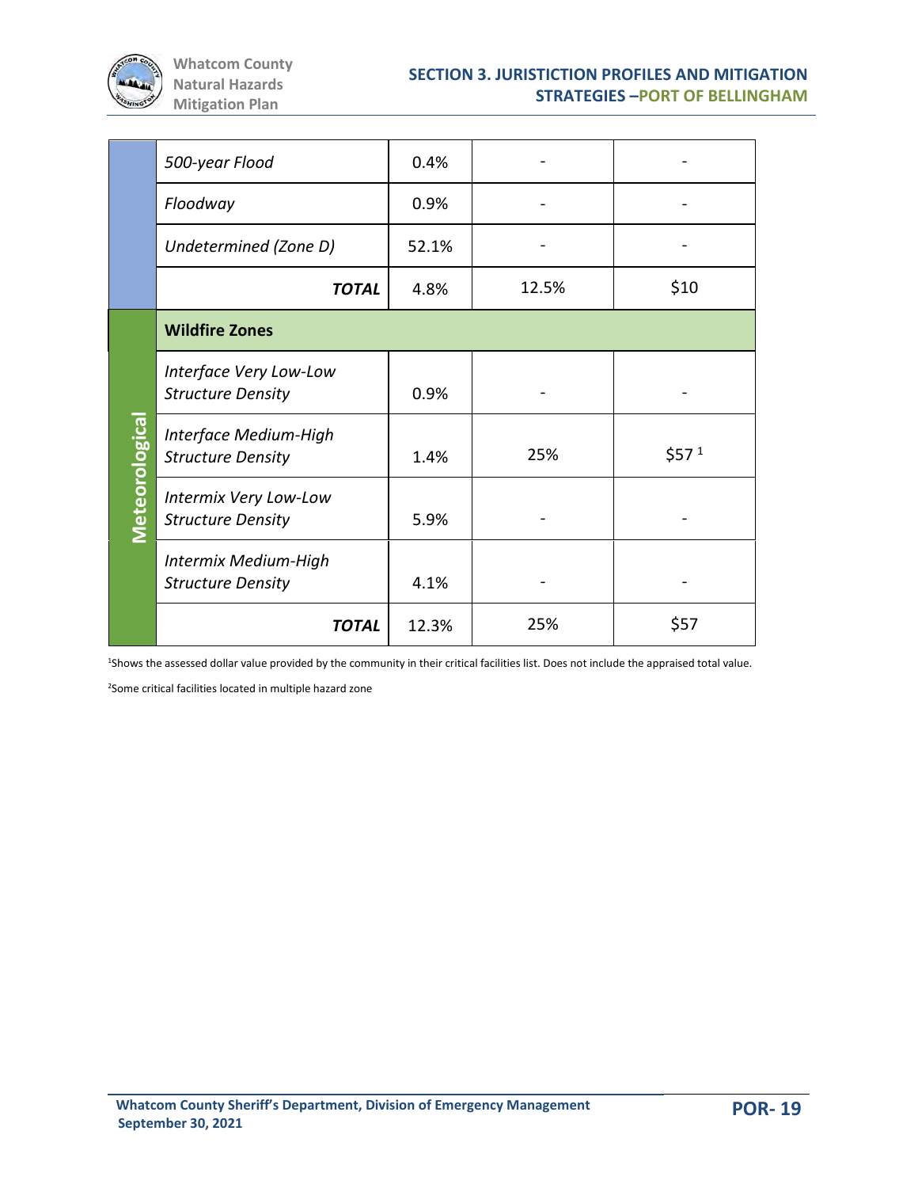|  |  |  |  |  |
|---|---|---|---|---|
|  | *500-year Flood* | 0.4% | - | - |
|  | *Floodway* | 0.9% | - | - |
|  | *Undetermined (Zone D)* | 52.1% | - | - |
|  | ***TOTAL*** | 4.8% | 12.5% | $10 |
| **Meteorological** | **Wildfire Zones** |  |  |  |
|  | *Interface Very Low-Low Structure Density* | 0.9% | - | - |
|  | *Interface Medium-High Structure Density* | 1.4% | 25% | $57 [1] |
|  | *Intermix Very Low-Low Structure Density* | 5.9% | - | - |
|  | *Intermix Medium-High Structure Density* | 4.1% | - | - |
|  | ***TOTAL*** | 12.3% | 25% | $57 |

[1]Shows the assessed dollar value provided by the community in their critical facilities list. Does not include the appraised total value.

[2]Some critical facilities located in multiple hazard zone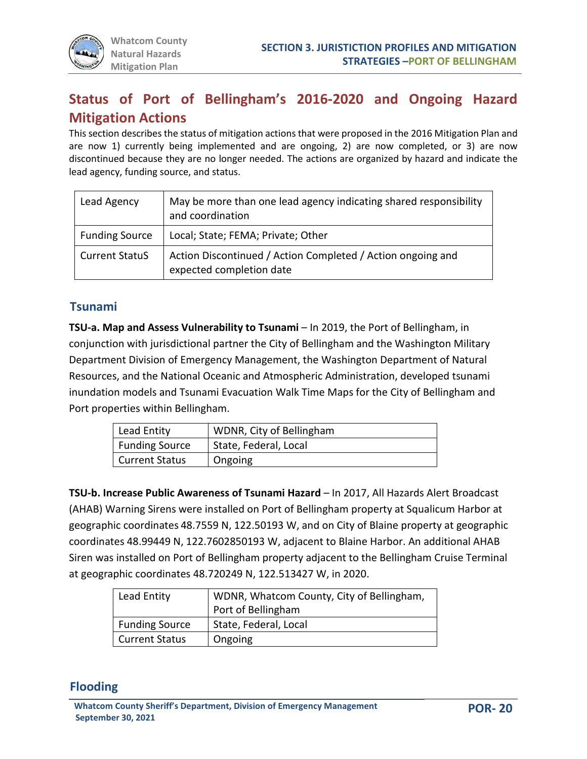## Status of Port of Bellingham's 2016-2020 and Ongoing Hazard Mitigation Actions

This section describes the status of mitigation actions that were proposed in the 2016 Mitigation Plan and are now 1) currently being implemented and are ongoing, 2) are now completed, or 3) are now discontinued because they are no longer needed. The actions are organized by hazard and indicate the lead agency, funding source, and status.

| Lead Agency | May be more than one lead agency indicating shared responsibility and coordination |
|---|---|
| Funding Source | Local; State; FEMA; Private; Other |
| Current StatuS | Action Discontinued / Action Completed / Action ongoing and expected completion date |

### Tsunami

**TSU-a. Map and Assess Vulnerability to Tsunami** – In 2019, the Port of Bellingham, in conjunction with jurisdictional partner the City of Bellingham and the Washington Military Department Division of Emergency Management, the Washington Department of Natural Resources, and the National Oceanic and Atmospheric Administration, developed tsunami inundation models and Tsunami Evacuation Walk Time Maps for the City of Bellingham and Port properties within Bellingham.

| Lead Entity | WDNR, City of Bellingham |
|---|---|
| Funding Source | State, Federal, Local |
| Current Status | Ongoing |

**TSU-b. Increase Public Awareness of Tsunami Hazard** – In 2017, All Hazards Alert Broadcast (AHAB) Warning Sirens were installed on Port of Bellingham property at Squalicum Harbor at geographic coordinates 48.7559 N, 122.50193 W, and on City of Blaine property at geographic coordinates 48.99449 N, 122.7602850193 W, adjacent to Blaine Harbor. An additional AHAB Siren was installed on Port of Bellingham property adjacent to the Bellingham Cruise Terminal at geographic coordinates 48.720249 N, 122.513427 W, in 2020.

| Lead Entity | WDNR, Whatcom County, City of Bellingham, Port of Bellingham |
|---|---|
| Funding Source | State, Federal, Local |
| Current Status | Ongoing |

### Flooding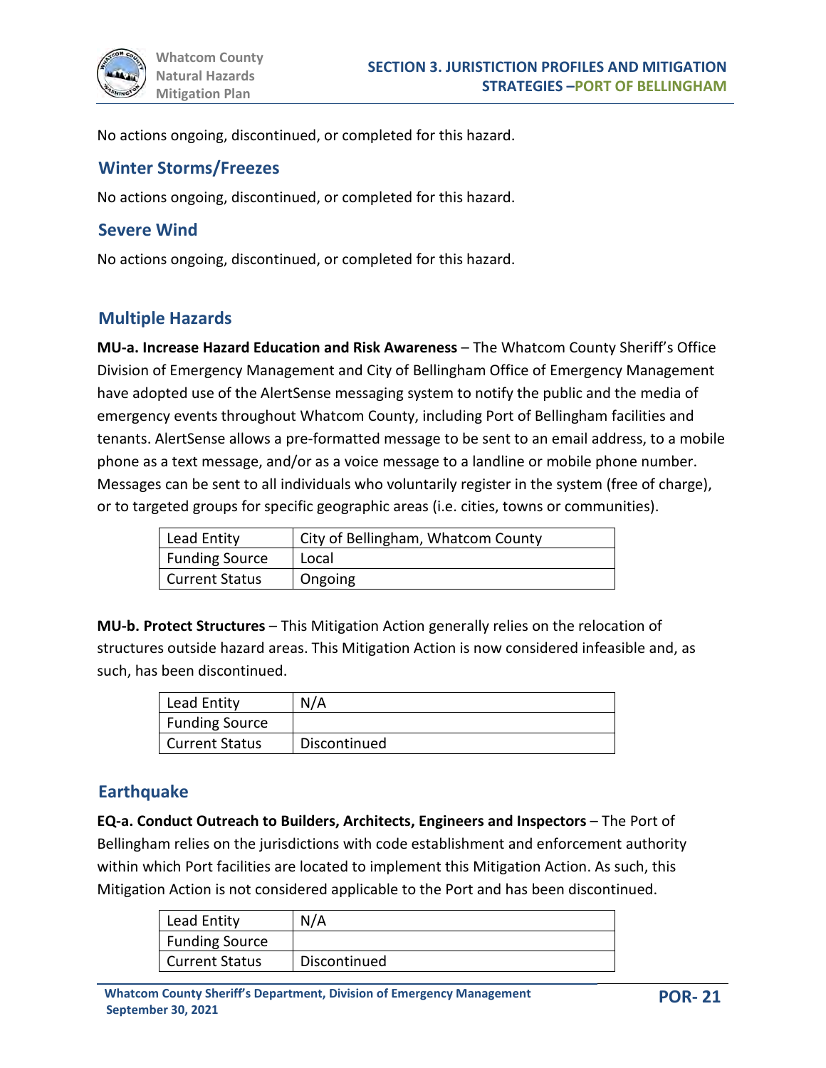No actions ongoing, discontinued, or completed for this hazard.

## Winter Storms/Freezes

No actions ongoing, discontinued, or completed for this hazard.

## Severe Wind

No actions ongoing, discontinued, or completed for this hazard.

## Multiple Hazards

**MU-a. Increase Hazard Education and Risk Awareness** – The Whatcom County Sheriff's Office Division of Emergency Management and City of Bellingham Office of Emergency Management have adopted use of the AlertSense messaging system to notify the public and the media of emergency events throughout Whatcom County, including Port of Bellingham facilities and tenants. AlertSense allows a pre-formatted message to be sent to an email address, to a mobile phone as a text message, and/or as a voice message to a landline or mobile phone number. Messages can be sent to all individuals who voluntarily register in the system (free of charge), or to targeted groups for specific geographic areas (i.e. cities, towns or communities).

| Lead Entity | City of Bellingham, Whatcom County |
|---|---|
| Funding Source | Local |
| Current Status | Ongoing |

**MU-b. Protect Structures** – This Mitigation Action generally relies on the relocation of structures outside hazard areas. This Mitigation Action is now considered infeasible and, as such, has been discontinued.

| Lead Entity | N/A |
|---|---|
| Funding Source | |
| Current Status | Discontinued |

## Earthquake

**EQ-a. Conduct Outreach to Builders, Architects, Engineers and Inspectors** – The Port of Bellingham relies on the jurisdictions with code establishment and enforcement authority within which Port facilities are located to implement this Mitigation Action. As such, this Mitigation Action is not considered applicable to the Port and has been discontinued.

| Lead Entity | N/A |
|---|---|
| Funding Source | |
| Current Status | Discontinued |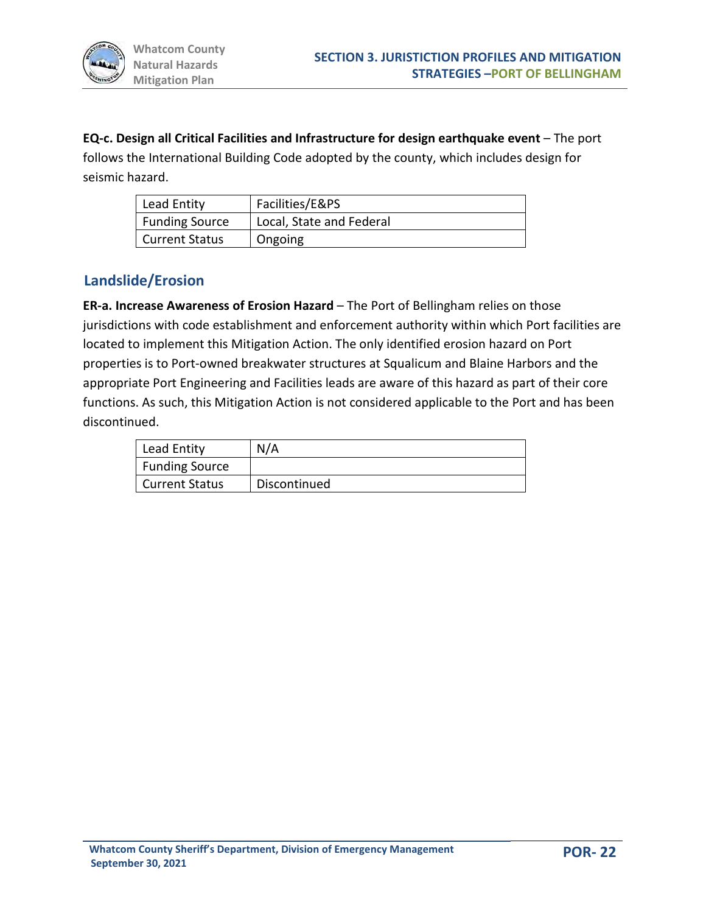**EQ-c. Design all Critical Facilities and Infrastructure for design earthquake event** – The port follows the International Building Code adopted by the county, which includes design for seismic hazard.

| Lead Entity | Facilities/E&PS |
|---|---|
| Funding Source | Local, State and Federal |
| Current Status | Ongoing |

## Landslide/Erosion

**ER-a. Increase Awareness of Erosion Hazard** – The Port of Bellingham relies on those jurisdictions with code establishment and enforcement authority within which Port facilities are located to implement this Mitigation Action. The only identified erosion hazard on Port properties is to Port-owned breakwater structures at Squalicum and Blaine Harbors and the appropriate Port Engineering and Facilities leads are aware of this hazard as part of their core functions. As such, this Mitigation Action is not considered applicable to the Port and has been discontinued.

| Lead Entity | N/A |
|---|---|
| Funding Source | |
| Current Status | Discontinued |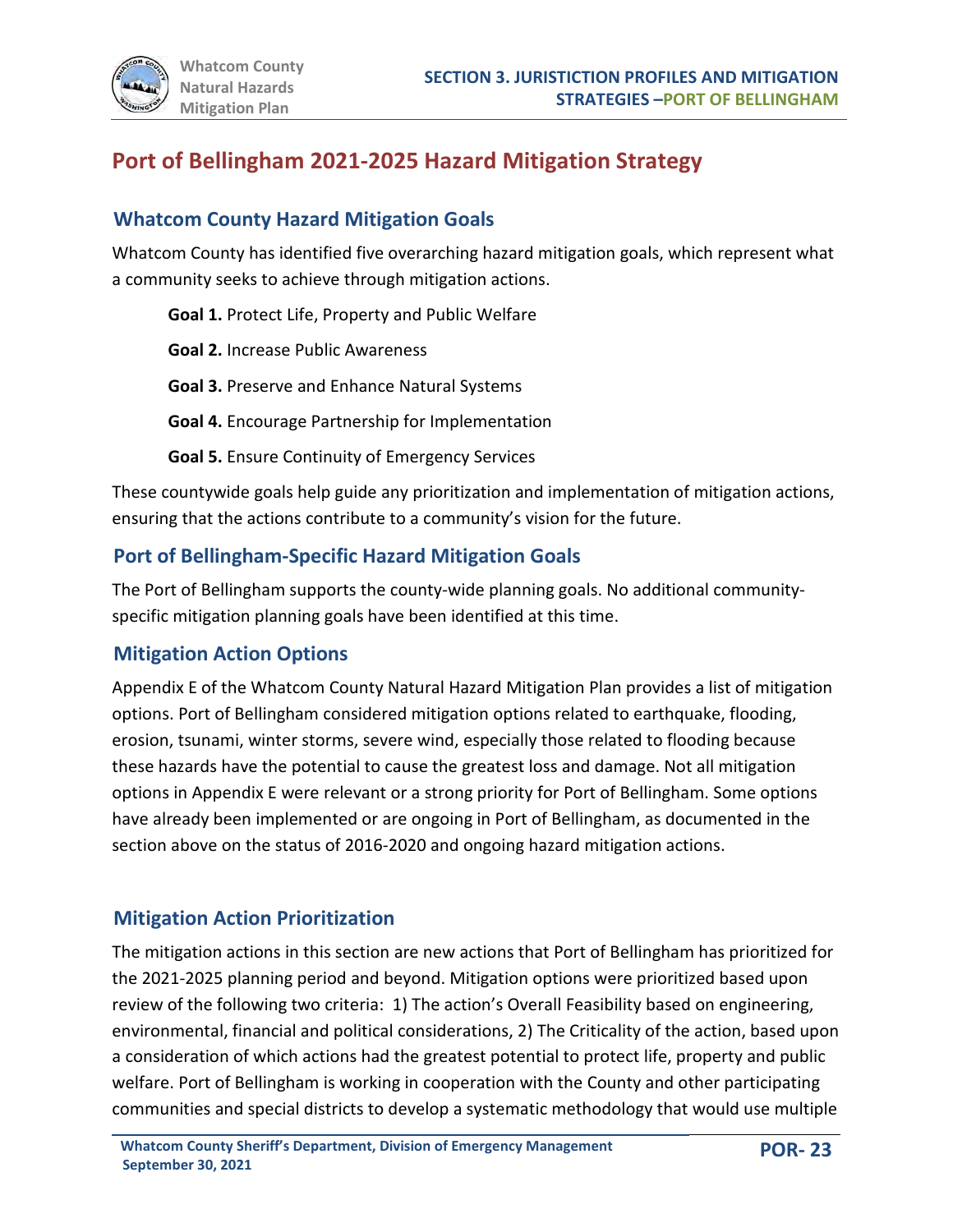# Port of Bellingham 2021-2025 Hazard Mitigation Strategy

## Whatcom County Hazard Mitigation Goals

Whatcom County has identified five overarching hazard mitigation goals, which represent what a community seeks to achieve through mitigation actions.

**Goal 1.** Protect Life, Property and Public Welfare

**Goal 2.** Increase Public Awareness

**Goal 3.** Preserve and Enhance Natural Systems

**Goal 4.** Encourage Partnership for Implementation

**Goal 5.** Ensure Continuity of Emergency Services

These countywide goals help guide any prioritization and implementation of mitigation actions, ensuring that the actions contribute to a community's vision for the future.

## Port of Bellingham-Specific Hazard Mitigation Goals

The Port of Bellingham supports the county-wide planning goals. No additional community-specific mitigation planning goals have been identified at this time.

## Mitigation Action Options

Appendix E of the Whatcom County Natural Hazard Mitigation Plan provides a list of mitigation options. Port of Bellingham considered mitigation options related to earthquake, flooding, erosion, tsunami, winter storms, severe wind, especially those related to flooding because these hazards have the potential to cause the greatest loss and damage. Not all mitigation options in Appendix E were relevant or a strong priority for Port of Bellingham. Some options have already been implemented or are ongoing in Port of Bellingham, as documented in the section above on the status of 2016-2020 and ongoing hazard mitigation actions.

## Mitigation Action Prioritization

The mitigation actions in this section are new actions that Port of Bellingham has prioritized for the 2021-2025 planning period and beyond. Mitigation options were prioritized based upon review of the following two criteria: 1) The action's Overall Feasibility based on engineering, environmental, financial and political considerations, 2) The Criticality of the action, based upon a consideration of which actions had the greatest potential to protect life, property and public welfare. Port of Bellingham is working in cooperation with the County and other participating communities and special districts to develop a systematic methodology that would use multiple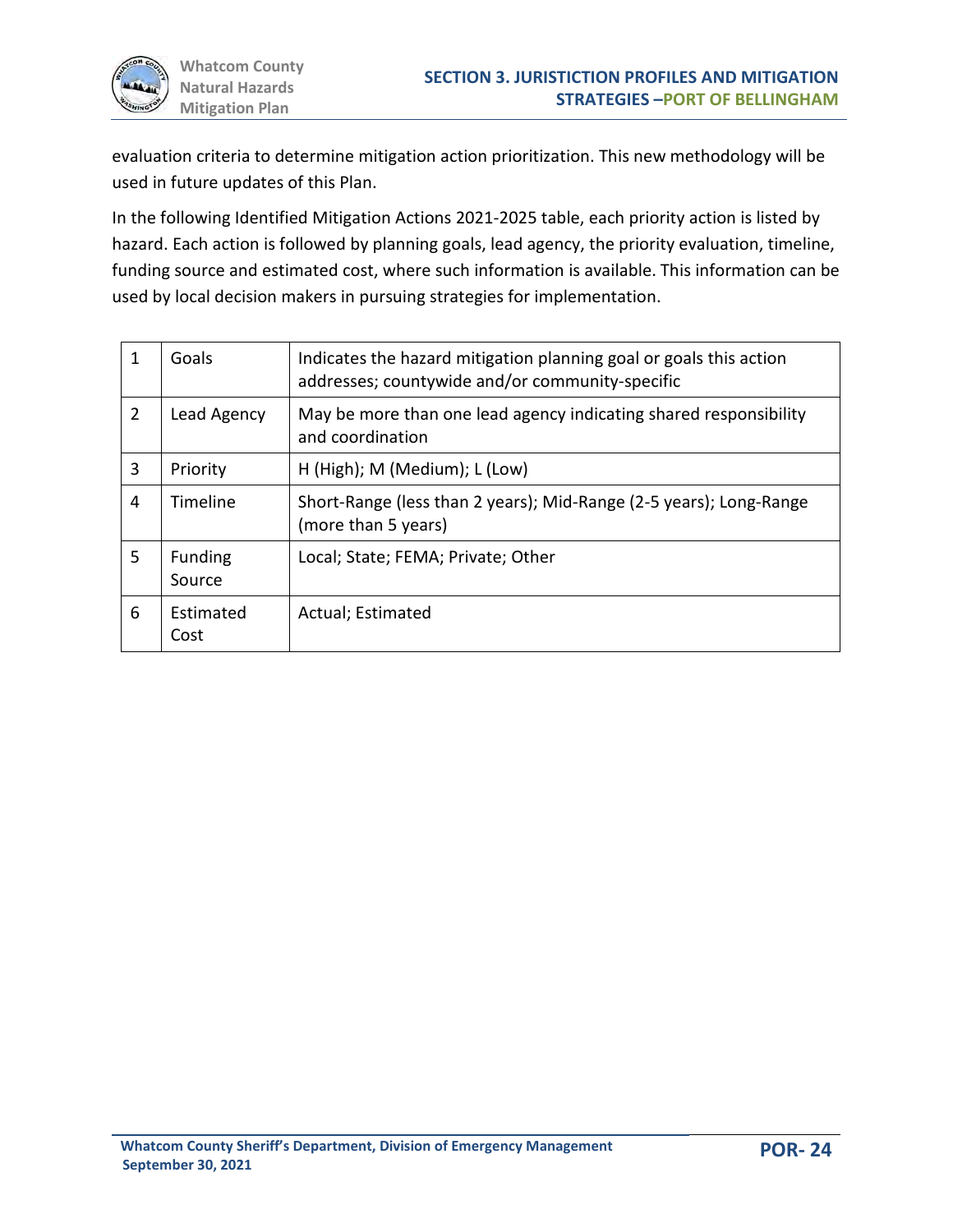evaluation criteria to determine mitigation action prioritization. This new methodology will be used in future updates of this Plan.

In the following Identified Mitigation Actions 2021-2025 table, each priority action is listed by hazard. Each action is followed by planning goals, lead agency, the priority evaluation, timeline, funding source and estimated cost, where such information is available. This information can be used by local decision makers in pursuing strategies for implementation.

| | | |
|---|---|---|
| 1 | Goals | Indicates the hazard mitigation planning goal or goals this action addresses; countywide and/or community-specific |
| 2 | Lead Agency | May be more than one lead agency indicating shared responsibility and coordination |
| 3 | Priority | H (High); M (Medium); L (Low) |
| 4 | Timeline | Short-Range (less than 2 years); Mid-Range (2-5 years); Long-Range (more than 5 years) |
| 5 | Funding Source | Local; State; FEMA; Private; Other |
| 6 | Estimated Cost | Actual; Estimated |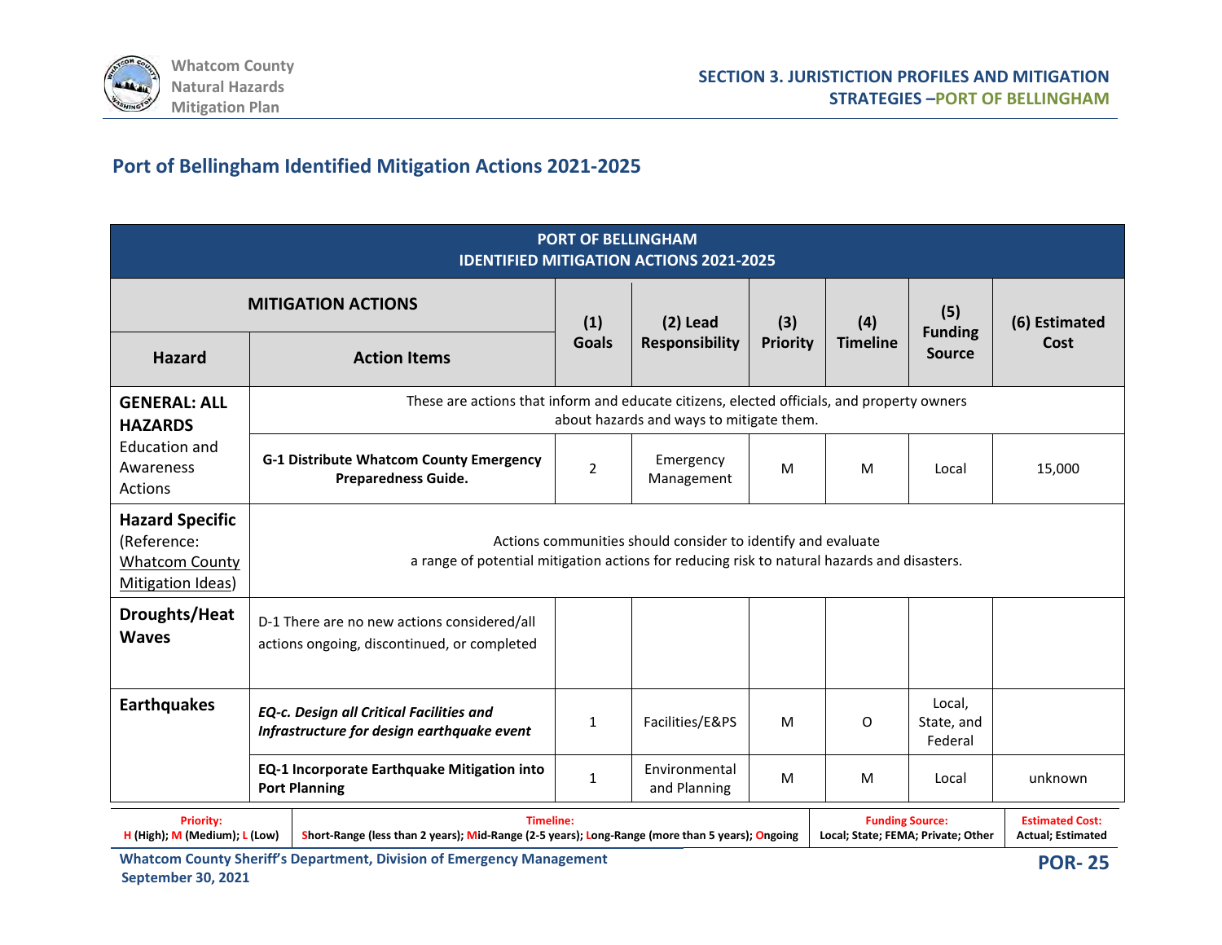## Port of Bellingham Identified Mitigation Actions 2021-2025

| PORT OF BELLINGHAM IDENTIFIED MITIGATION ACTIONS 2021-2025 | | | | | | | |
|---|---|---|---|---|---|---|---|
| MITIGATION ACTIONS | | (1) Goals | (2) Lead Responsibility | (3) Priority | (4) Timeline | (5) Funding Source | (6) Estimated Cost |
| **Hazard** | **Action Items** | | | | | | |
| **GENERAL: ALL HAZARDS** Education and Awareness Actions | These are actions that inform and educate citizens, elected officials, and property owners about hazards and ways to mitigate them. | | | | | | |
| | **G-1 Distribute Whatcom County Emergency Preparedness Guide.** | 2 | Emergency Management | M | M | Local | 15,000 |
| **Hazard Specific** (Reference: Whatcom County Mitigation Ideas) | Actions communities should consider to identify and evaluate a range of potential mitigation actions for reducing risk to natural hazards and disasters. | | | | | | |
| **Droughts/Heat Waves** | D-1 There are no new actions considered/all actions ongoing, discontinued, or completed | | | | | | |
| **Earthquakes** | ***EQ-c. Design all Critical Facilities and Infrastructure for design earthquake event*** | 1 | Facilities/E&PS | M | O | Local, State, and Federal | |
| | **EQ-1 Incorporate Earthquake Mitigation into Port Planning** | 1 | Environmental and Planning | M | M | Local | unknown |

| Priority: | Timeline: | Funding Source: | Estimated Cost: |
|---|---|---|---|
| H (High); M (Medium); L (Low) | Short-Range (less than 2 years); Mid-Range (2-5 years); Long-Range (more than 5 years); Ongoing | Local; State; FEMA; Private; Other | Actual; Estimated |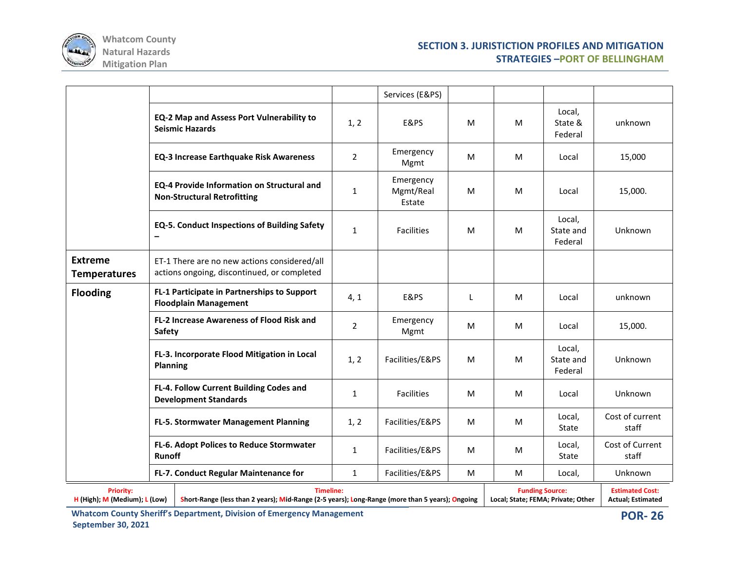| | | | | | | | |
|---|---|---|---|---|---|---|---|
| | | | Services (E&PS) | | | | |
| | **EQ-2 Map and Assess Port Vulnerability to Seismic Hazards** | 1, 2 | E&PS | M | M | Local, State & Federal | unknown |
| | **EQ-3 Increase Earthquake Risk Awareness** | 2 | Emergency Mgmt | M | M | Local | 15,000 |
| | **EQ-4 Provide Information on Structural and Non-Structural Retrofitting** | 1 | Emergency Mgmt/Real Estate | M | M | Local | 15,000. |
| | **EQ-5. Conduct Inspections of Building Safety –** | 1 | Facilities | M | M | Local, State and Federal | Unknown |
| **Extreme Temperatures** | ET-1 There are no new actions considered/all actions ongoing, discontinued, or completed | | | | | | |
| **Flooding** | **FL-1 Participate in Partnerships to Support Floodplain Management** | 4, 1 | E&PS | L | M | Local | unknown |
| | **FL-2 Increase Awareness of Flood Risk and Safety** | 2 | Emergency Mgmt | M | M | Local | 15,000. |
| | **FL-3. Incorporate Flood Mitigation in Local Planning** | 1, 2 | Facilities/E&PS | M | M | Local, State and Federal | Unknown |
| | **FL-4. Follow Current Building Codes and Development Standards** | 1 | Facilities | M | M | Local | Unknown |
| | **FL-5. Stormwater Management Planning** | 1, 2 | Facilities/E&PS | M | M | Local, State | Cost of current staff |
| | **FL-6. Adopt Polices to Reduce Stormwater Runoff** | 1 | Facilities/E&PS | M | M | Local, State | Cost of Current staff |
| | **FL-7. Conduct Regular Maintenance for** | 1 | Facilities/E&PS | M | M | Local, | Unknown |

| Priority: | Timeline: | Funding Source: | Estimated Cost: |
|---|---|---|---|
| H (High); M (Medium); L (Low) | Short-Range (less than 2 years); Mid-Range (2-5 years); Long-Range (more than 5 years); Ongoing | Local; State; FEMA; Private; Other | Actual; Estimated |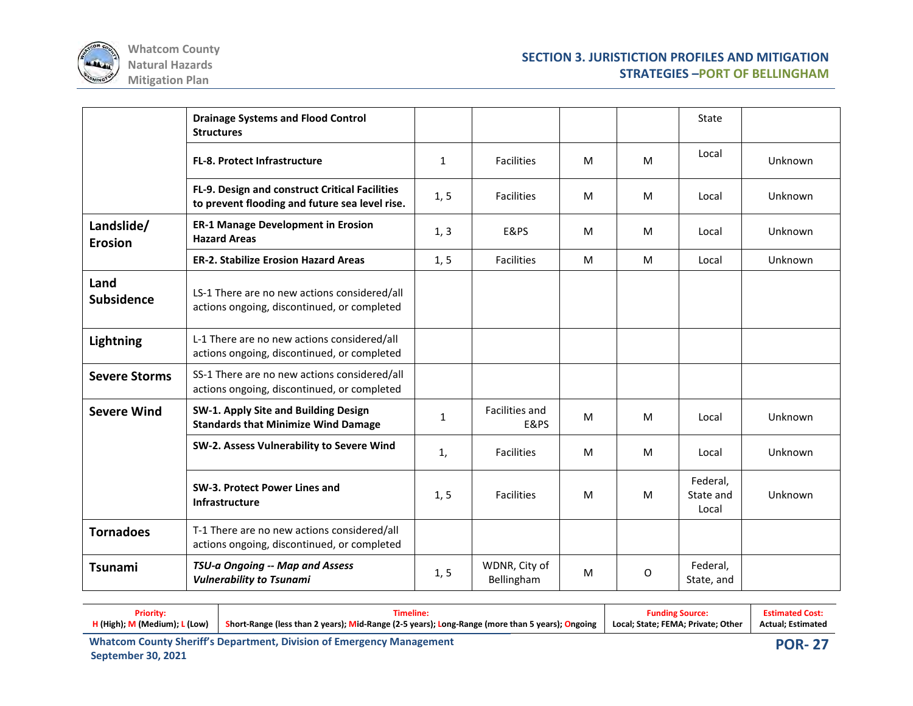| | | | | | | | |
|---|---|---|---|---|---|---|---|
| | **Drainage Systems and Flood Control Structures** | | | | | State | |
| | **FL-8. Protect Infrastructure** | 1 | Facilities | M | M | Local | Unknown |
| | **FL-9. Design and construct Critical Facilities to prevent flooding and future sea level rise.** | 1, 5 | Facilities | M | M | Local | Unknown |
| **Landslide/ Erosion** | **ER-1 Manage Development in Erosion Hazard Areas** | 1, 3 | E&PS | M | M | Local | Unknown |
| | **ER-2. Stabilize Erosion Hazard Areas** | 1, 5 | Facilities | M | M | Local | Unknown |
| **Land Subsidence** | LS-1 There are no new actions considered/all actions ongoing, discontinued, or completed | | | | | | |
| **Lightning** | L-1 There are no new actions considered/all actions ongoing, discontinued, or completed | | | | | | |
| **Severe Storms** | SS-1 There are no new actions considered/all actions ongoing, discontinued, or completed | | | | | | |
| **Severe Wind** | **SW-1. Apply Site and Building Design Standards that Minimize Wind Damage** | 1 | Facilities and E&PS | M | M | Local | Unknown |
| | **SW-2. Assess Vulnerability to Severe Wind** | 1, | Facilities | M | M | Local | Unknown |
| | **SW-3. Protect Power Lines and Infrastructure** | 1, 5 | Facilities | M | M | Federal, State and Local | Unknown |
| **Tornadoes** | T-1 There are no new actions considered/all actions ongoing, discontinued, or completed | | | | | | |
| **Tsunami** | ***TSU-a Ongoing -- Map and Assess Vulnerability to Tsunami*** | 1, 5 | WDNR, City of Bellingham | M | O | Federal, State, and | |

| Priority: | Timeline: | Funding Source: | Estimated Cost: |
|---|---|---|---|
| H (High); M (Medium); L (Low) | Short-Range (less than 2 years); Mid-Range (2-5 years); Long-Range (more than 5 years); Ongoing | Local; State; FEMA; Private; Other | Actual; Estimated |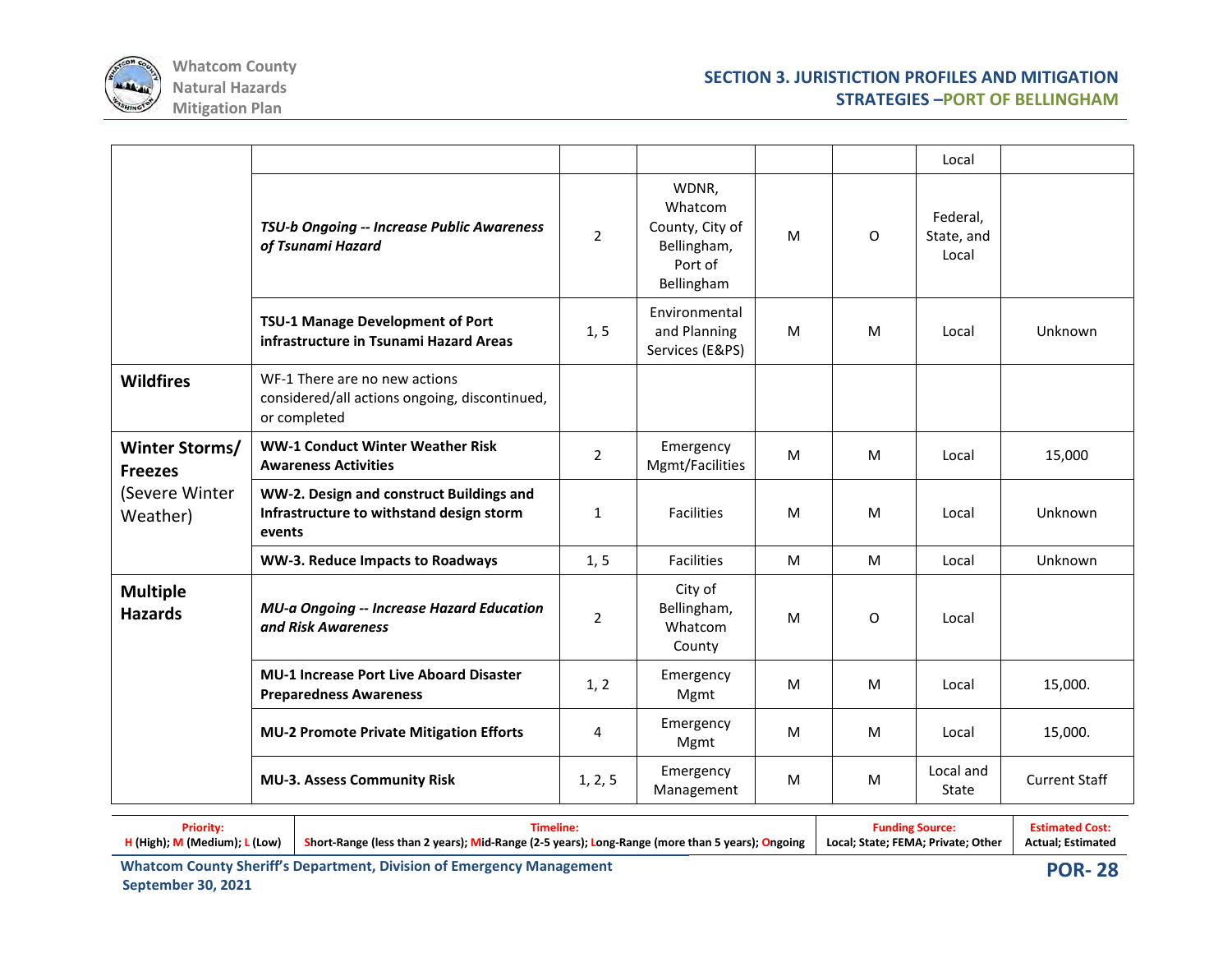|  |  |  |  |  |  | Local |  |
|---|---|---|---|---|---|---|---|
|  | ***TSU-b Ongoing -- Increase Public Awareness of Tsunami Hazard*** | 2 | WDNR, Whatcom County, City of Bellingham, Port of Bellingham | M | O | Federal, State, and Local |  |
|  | **TSU-1 Manage Development of Port infrastructure in Tsunami Hazard Areas** | 1, 5 | Environmental and Planning Services (E&PS) | M | M | Local | Unknown |
| **Wildfires** | WF-1 There are no new actions considered/all actions ongoing, discontinued, or completed |  |  |  |  |  |  |
| **Winter Storms/ Freezes** (Severe Winter Weather) | **WW-1 Conduct Winter Weather Risk Awareness Activities** | 2 | Emergency Mgmt/Facilities | M | M | Local | 15,000 |
|  | **WW-2. Design and construct Buildings and Infrastructure to withstand design storm events** | 1 | Facilities | M | M | Local | Unknown |
|  | **WW-3. Reduce Impacts to Roadways** | 1, 5 | Facilities | M | M | Local | Unknown |
| **Multiple Hazards** | ***MU-a Ongoing -- Increase Hazard Education and Risk Awareness*** | 2 | City of Bellingham, Whatcom County | M | O | Local |  |
|  | **MU-1 Increase Port Live Aboard Disaster Preparedness Awareness** | 1, 2 | Emergency Mgmt | M | M | Local | 15,000. |
|  | **MU-2 Promote Private Mitigation Efforts** | 4 | Emergency Mgmt | M | M | Local | 15,000. |
|  | **MU-3. Assess Community Risk** | 1, 2, 5 | Emergency Management | M | M | Local and State | Current Staff |

| **Priority:** H (High); M (Medium); L (Low) | **Timeline:** Short-Range (less than 2 years); Mid-Range (2-5 years); Long-Range (more than 5 years); Ongoing | **Funding Source:** Local; State; FEMA; Private; Other | **Estimated Cost:** Actual; Estimated |
|---|---|---|---|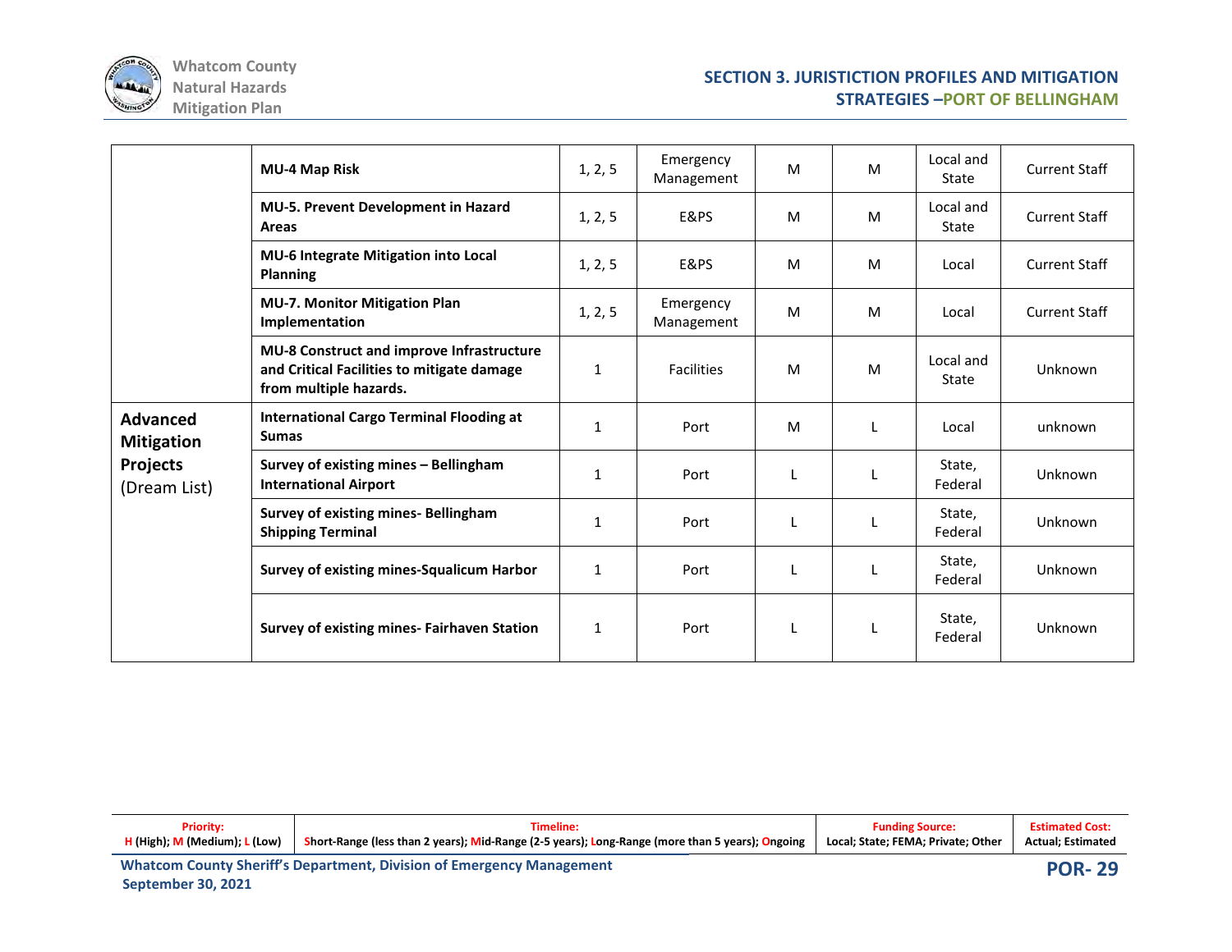| | | | | | | | |
|---|---|---|---|---|---|---|---|
| | **MU-4 Map Risk** | 1, 2, 5 | Emergency Management | M | M | Local and State | Current Staff |
| | **MU-5. Prevent Development in Hazard Areas** | 1, 2, 5 | E&PS | M | M | Local and State | Current Staff |
| | **MU-6 Integrate Mitigation into Local Planning** | 1, 2, 5 | E&PS | M | M | Local | Current Staff |
| | **MU-7. Monitor Mitigation Plan Implementation** | 1, 2, 5 | Emergency Management | M | M | Local | Current Staff |
| | **MU-8 Construct and improve Infrastructure and Critical Facilities to mitigate damage from multiple hazards.** | 1 | Facilities | M | M | Local and State | Unknown |
| **Advanced Mitigation Projects** (Dream List) | **International Cargo Terminal Flooding at Sumas** | 1 | Port | M | L | Local | unknown |
| | **Survey of existing mines – Bellingham International Airport** | 1 | Port | L | L | State, Federal | Unknown |
| | **Survey of existing mines- Bellingham Shipping Terminal** | 1 | Port | L | L | State, Federal | Unknown |
| | **Survey of existing mines-Squalicum Harbor** | 1 | Port | L | L | State, Federal | Unknown |
| | **Survey of existing mines- Fairhaven Station** | 1 | Port | L | L | State, Federal | Unknown |

| Priority: | Timeline: | Funding Source: | Estimated Cost: |
|---|---|---|---|
| H (High); M (Medium); L (Low) | Short-Range (less than 2 years); Mid-Range (2-5 years); Long-Range (more than 5 years); Ongoing | Local; State; FEMA; Private; Other | Actual; Estimated |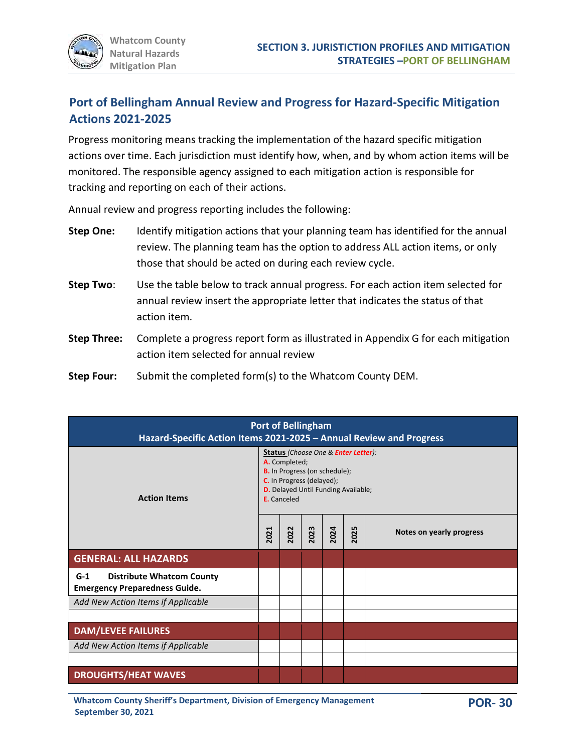## Port of Bellingham Annual Review and Progress for Hazard-Specific Mitigation Actions 2021-2025

Progress monitoring means tracking the implementation of the hazard specific mitigation actions over time. Each jurisdiction must identify how, when, and by whom action items will be monitored. The responsible agency assigned to each mitigation action is responsible for tracking and reporting on each of their actions.

Annual review and progress reporting includes the following:

**Step One:** Identify mitigation actions that your planning team has identified for the annual review. The planning team has the option to address ALL action items, or only those that should be acted on during each review cycle.

**Step Two**: Use the table below to track annual progress. For each action item selected for annual review insert the appropriate letter that indicates the status of that action item.

**Step Three:** Complete a progress report form as illustrated in Appendix G for each mitigation action item selected for annual review

**Step Four:** Submit the completed form(s) to the Whatcom County DEM.

| **Port of Bellingham**<br>**Hazard-Specific Action Items 2021-2025 – Annual Review and Progress** | | | | | | |
|---|---|---|---|---|---|---|
| **Action Items** | **Status** *(Choose One & Enter Letter):*<br>**A.** Completed;<br>**B.** In Progress (on schedule);<br>**C.** In Progress (delayed);<br>**D.** Delayed Until Funding Available;<br>**E.** Canceled | | | | | |
| | **2021** | **2022** | **2023** | **2024** | **2025** | **Notes on yearly progress** |
| **GENERAL: ALL HAZARDS** | | | | | | |
| **G-1 Distribute Whatcom County Emergency Preparedness Guide.** | | | | | | |
| *Add New Action Items if Applicable* | | | | | | |
| | | | | | | |
| **DAM/LEVEE FAILURES** | | | | | | |
| *Add New Action Items if Applicable* | | | | | | |
| | | | | | | |
| **DROUGHTS/HEAT WAVES** | | | | | | |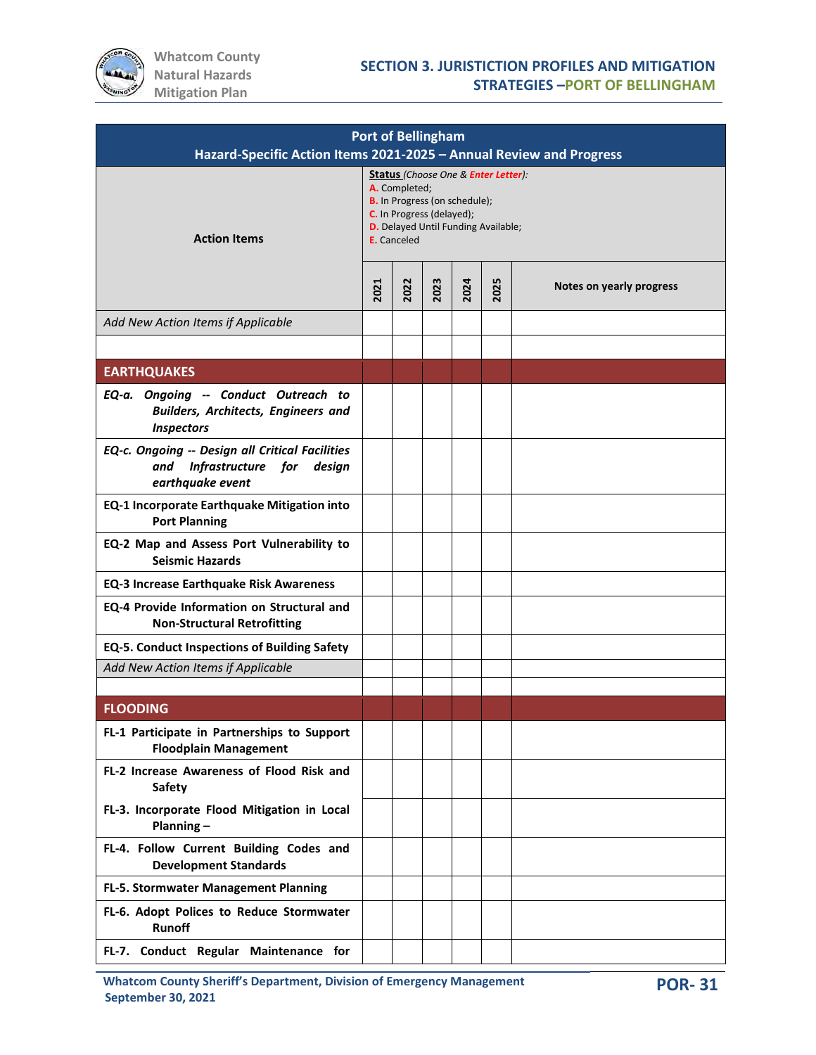| Port of Bellingham<br>Hazard-Specific Action Items 2021-2025 – Annual Review and Progress | | | | | | |
|---|---|---|---|---|---|---|
| **Action Items** | **Status** *(Choose One & Enter Letter):*<br>A. Completed;<br>B. In Progress (on schedule);<br>C. In Progress (delayed);<br>D. Delayed Until Funding Available;<br>E. Canceled | | | | | |
| | **2021** | **2022** | **2023** | **2024** | **2025** | **Notes on yearly progress** |
| *Add New Action Items if Applicable* | | | | | | |
| | | | | | | |
| **EARTHQUAKES** | | | | | | |
| ***EQ-a. Ongoing -- Conduct Outreach to Builders, Architects, Engineers and Inspectors*** | | | | | | |
| ***EQ-c. Ongoing -- Design all Critical Facilities and Infrastructure for design earthquake event*** | | | | | | |
| **EQ-1 Incorporate Earthquake Mitigation into Port Planning** | | | | | | |
| **EQ-2 Map and Assess Port Vulnerability to Seismic Hazards** | | | | | | |
| **EQ-3 Increase Earthquake Risk Awareness** | | | | | | |
| **EQ-4 Provide Information on Structural and Non-Structural Retrofitting** | | | | | | |
| **EQ-5. Conduct Inspections of Building Safety** | | | | | | |
| *Add New Action Items if Applicable* | | | | | | |
| | | | | | | |
| **FLOODING** | | | | | | |
| **FL-1 Participate in Partnerships to Support Floodplain Management** | | | | | | |
| **FL-2 Increase Awareness of Flood Risk and Safety** | | | | | | |
| **FL-3. Incorporate Flood Mitigation in Local Planning –** | | | | | | |
| **FL-4. Follow Current Building Codes and Development Standards** | | | | | | |
| **FL-5. Stormwater Management Planning** | | | | | | |
| **FL-6. Adopt Polices to Reduce Stormwater Runoff** | | | | | | |
| **FL-7. Conduct Regular Maintenance for** | | | | | | |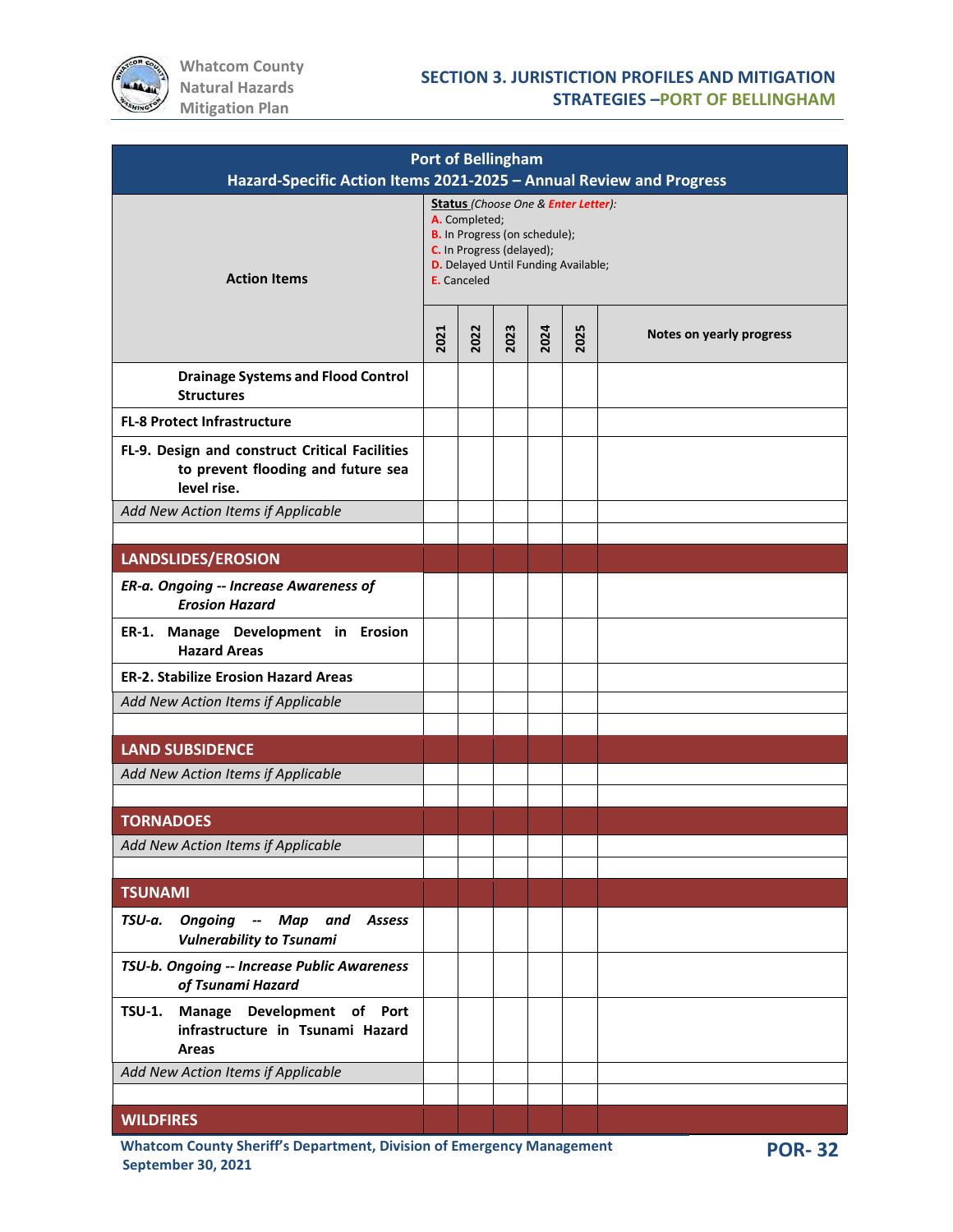| Port of Bellingham<br>Hazard-Specific Action Items 2021-2025 – Annual Review and Progress | | | | | | |
|---|---|---|---|---|---|---|
| **Action Items** | **Status** *(Choose One & Enter Letter)*:<br>A. Completed;<br>B. In Progress (on schedule);<br>C. In Progress (delayed);<br>D. Delayed Until Funding Available;<br>E. Canceled | | | | | |
| | **2021** | **2022** | **2023** | **2024** | **2025** | **Notes on yearly progress** |
| **Drainage Systems and Flood Control Structures** | | | | | | |
| **FL-8 Protect Infrastructure** | | | | | | |
| **FL-9. Design and construct Critical Facilities to prevent flooding and future sea level rise.** | | | | | | |
| *Add New Action Items if Applicable* | | | | | | |
| | | | | | | |
| **LANDSLIDES/EROSION** | | | | | | |
| ***ER-a. Ongoing -- Increase Awareness of Erosion Hazard*** | | | | | | |
| **ER-1. Manage Development in Erosion Hazard Areas** | | | | | | |
| **ER-2. Stabilize Erosion Hazard Areas** | | | | | | |
| *Add New Action Items if Applicable* | | | | | | |
| | | | | | | |
| **LAND SUBSIDENCE** | | | | | | |
| *Add New Action Items if Applicable* | | | | | | |
| | | | | | | |
| **TORNADOES** | | | | | | |
| *Add New Action Items if Applicable* | | | | | | |
| | | | | | | |
| **TSUNAMI** | | | | | | |
| ***TSU-a. Ongoing -- Map and Assess Vulnerability to Tsunami*** | | | | | | |
| ***TSU-b. Ongoing -- Increase Public Awareness of Tsunami Hazard*** | | | | | | |
| **TSU-1. Manage Development of Port infrastructure in Tsunami Hazard Areas** | | | | | | |
| *Add New Action Items if Applicable* | | | | | | |
| | | | | | | |
| **WILDFIRES** | | | | | | |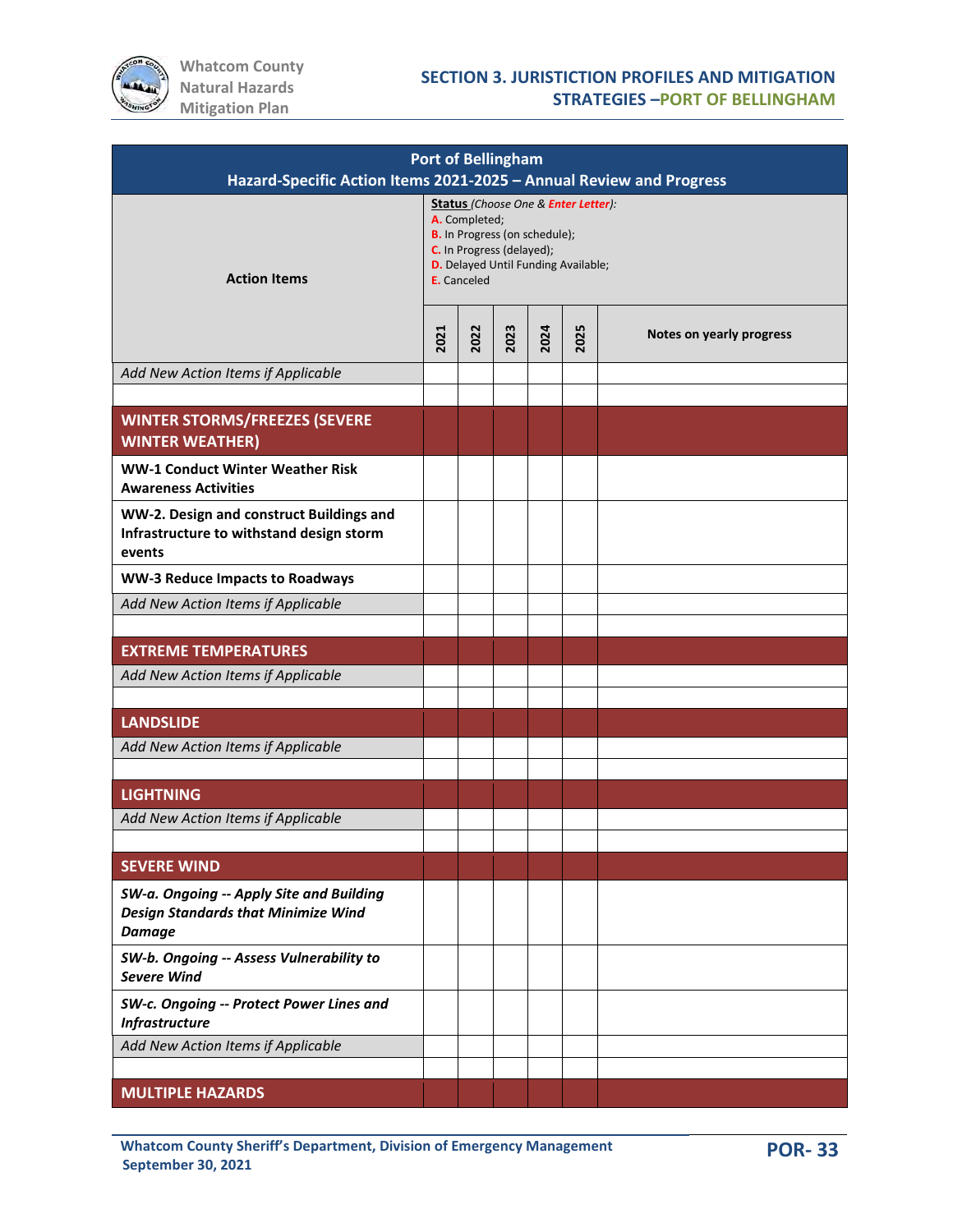| Port of Bellingham<br>Hazard-Specific Action Items 2021-2025 – Annual Review and Progress | | | | | | |
|---|---|---|---|---|---|---|
| **Action Items** | **Status** *(Choose One & Enter Letter)*:<br>A. Completed;<br>B. In Progress (on schedule);<br>C. In Progress (delayed);<br>D. Delayed Until Funding Available;<br>E. Canceled | | | | | |
| | **2021** | **2022** | **2023** | **2024** | **2025** | **Notes on yearly progress** |
| *Add New Action Items if Applicable* | | | | | | |
| | | | | | | |
| **WINTER STORMS/FREEZES (SEVERE WINTER WEATHER)** | | | | | | |
| **WW-1 Conduct Winter Weather Risk Awareness Activities** | | | | | | |
| **WW-2. Design and construct Buildings and Infrastructure to withstand design storm events** | | | | | | |
| **WW-3 Reduce Impacts to Roadways** | | | | | | |
| *Add New Action Items if Applicable* | | | | | | |
| | | | | | | |
| **EXTREME TEMPERATURES** | | | | | | |
| *Add New Action Items if Applicable* | | | | | | |
| | | | | | | |
| **LANDSLIDE** | | | | | | |
| *Add New Action Items if Applicable* | | | | | | |
| | | | | | | |
| **LIGHTNING** | | | | | | |
| *Add New Action Items if Applicable* | | | | | | |
| | | | | | | |
| **SEVERE WIND** | | | | | | |
| ***SW-a. Ongoing -- Apply Site and Building Design Standards that Minimize Wind Damage*** | | | | | | |
| ***SW-b. Ongoing -- Assess Vulnerability to Severe Wind*** | | | | | | |
| ***SW-c. Ongoing -- Protect Power Lines and Infrastructure*** | | | | | | |
| *Add New Action Items if Applicable* | | | | | | |
| | | | | | | |
| **MULTIPLE HAZARDS** | | | | | | |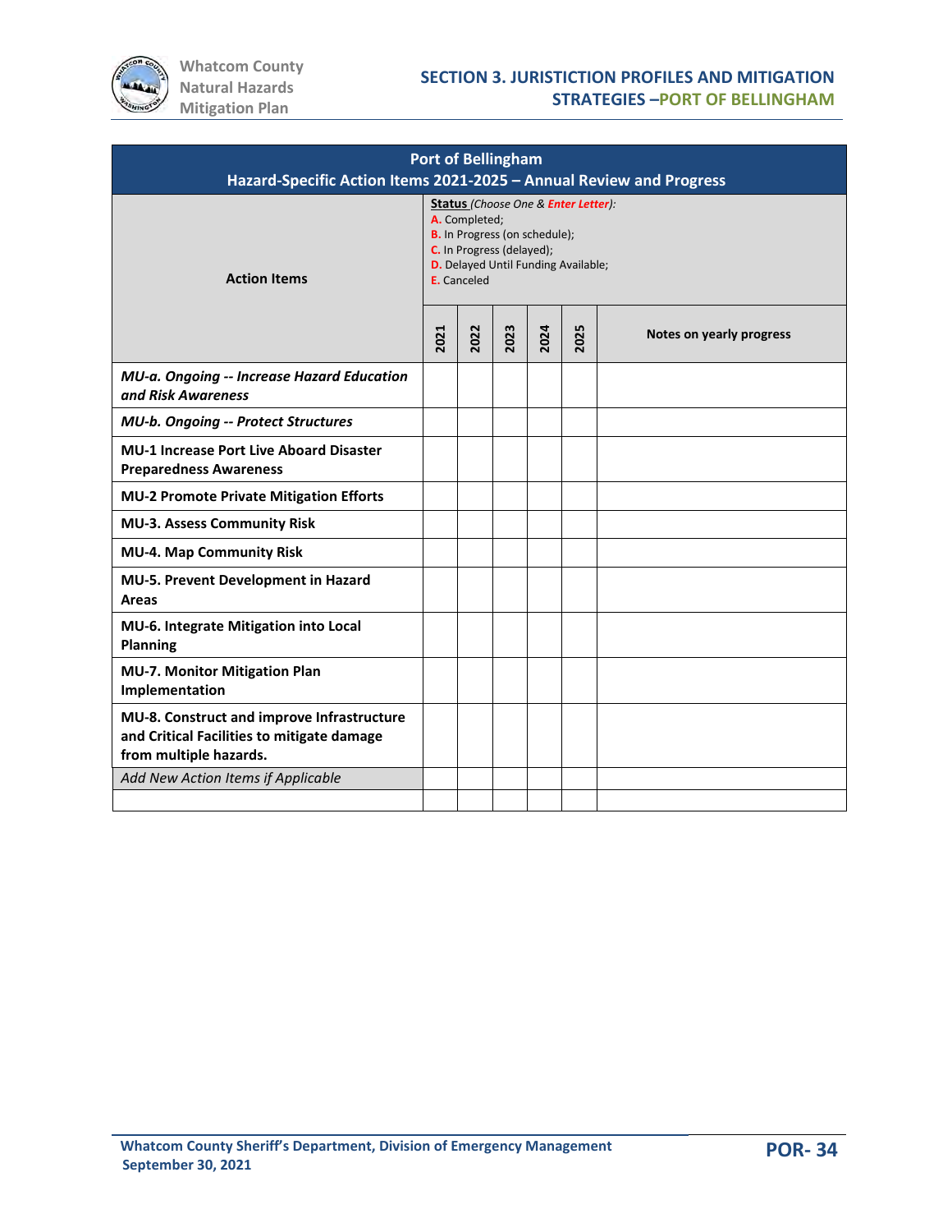| Port of Bellingham<br>Hazard-Specific Action Items 2021-2025 – Annual Review and Progress | | | | | | |
|---|---|---|---|---|---|---|
| **Action Items** | **Status** *(Choose One & Enter Letter)*:<br>A. Completed;<br>B. In Progress (on schedule);<br>C. In Progress (delayed);<br>D. Delayed Until Funding Available;<br>E. Canceled | | | | | |
| | **2021** | **2022** | **2023** | **2024** | **2025** | **Notes on yearly progress** |
| ***MU-a. Ongoing -- Increase Hazard Education and Risk Awareness*** | | | | | | |
| ***MU-b. Ongoing -- Protect Structures*** | | | | | | |
| **MU-1 Increase Port Live Aboard Disaster Preparedness Awareness** | | | | | | |
| **MU-2 Promote Private Mitigation Efforts** | | | | | | |
| **MU-3. Assess Community Risk** | | | | | | |
| **MU-4. Map Community Risk** | | | | | | |
| **MU-5. Prevent Development in Hazard Areas** | | | | | | |
| **MU-6. Integrate Mitigation into Local Planning** | | | | | | |
| **MU-7. Monitor Mitigation Plan Implementation** | | | | | | |
| **MU-8. Construct and improve Infrastructure and Critical Facilities to mitigate damage from multiple hazards.** | | | | | | |
| *Add New Action Items if Applicable* | | | | | | |
| | | | | | | |